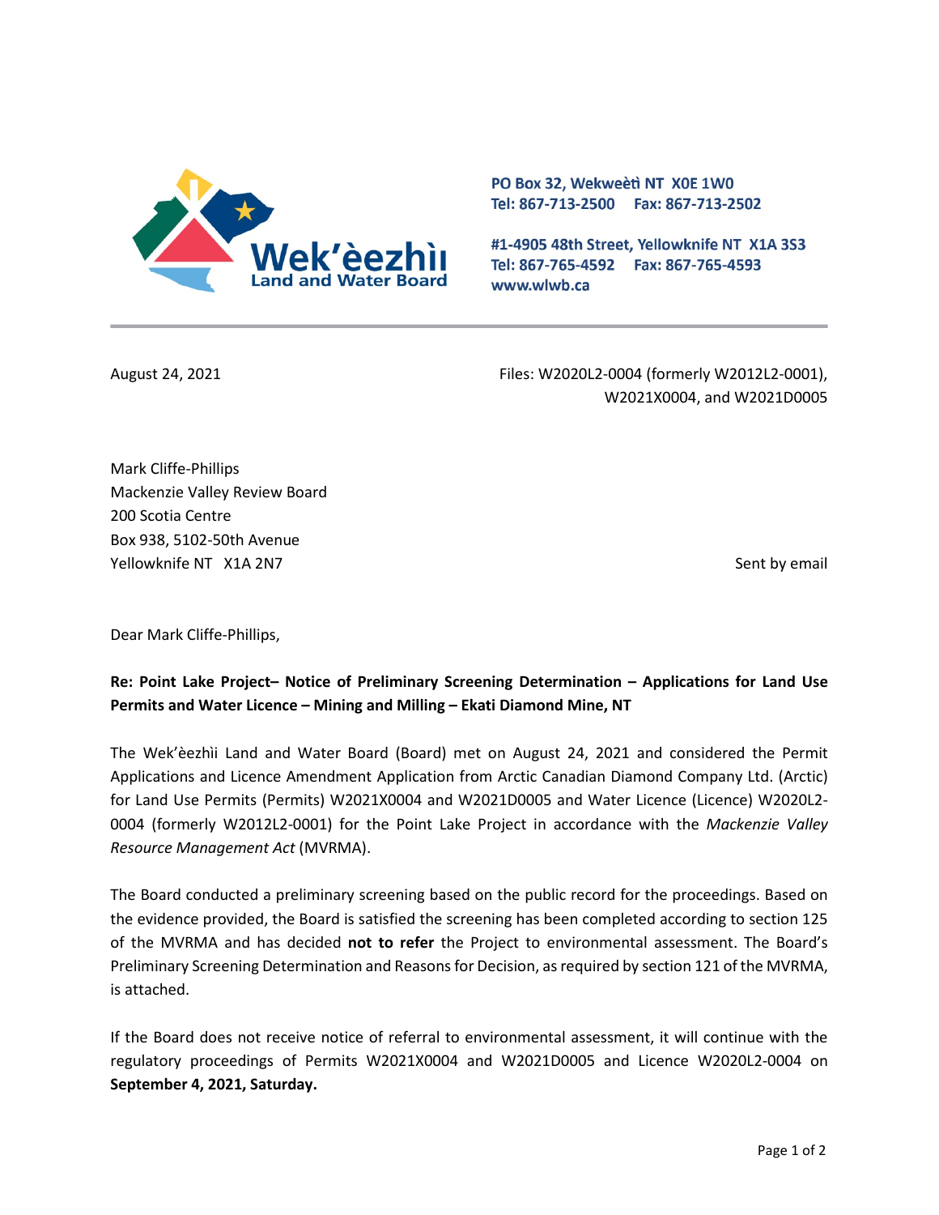Wek'èezhìı Land and Water Board

PO Box 32, Wekweètì NT X0E 1W0
Tel: 867-713-2500 Fax: 867-713-2502

#1-4905 48th Street, Yellowknife NT X1A 3S3
Tel: 867-765-4592 Fax: 867-765-4593
www.wlwb.ca

August 24, 2021

Files: W2020L2-0004 (formerly W2012L2-0001), W2021X0004, and W2021D0005

Mark Cliffe-Phillips
Mackenzie Valley Review Board
200 Scotia Centre
Box 938, 5102-50th Avenue
Yellowknife NT X1A 2N7

Sent by email

Dear Mark Cliffe-Phillips,

**Re: Point Lake Project– Notice of Preliminary Screening Determination – Applications for Land Use Permits and Water Licence – Mining and Milling – Ekati Diamond Mine, NT**

The Wek'èezhìi Land and Water Board (Board) met on August 24, 2021 and considered the Permit Applications and Licence Amendment Application from Arctic Canadian Diamond Company Ltd. (Arctic) for Land Use Permits (Permits) W2021X0004 and W2021D0005 and Water Licence (Licence) W2020L2-0004 (formerly W2012L2-0001) for the Point Lake Project in accordance with the *Mackenzie Valley Resource Management Act* (MVRMA).

The Board conducted a preliminary screening based on the public record for the proceedings. Based on the evidence provided, the Board is satisfied the screening has been completed according to section 125 of the MVRMA and has decided **not to refer** the Project to environmental assessment. The Board's Preliminary Screening Determination and Reasons for Decision, as required by section 121 of the MVRMA, is attached.

If the Board does not receive notice of referral to environmental assessment, it will continue with the regulatory proceedings of Permits W2021X0004 and W2021D0005 and Licence W2020L2-0004 on **September 4, 2021, Saturday.**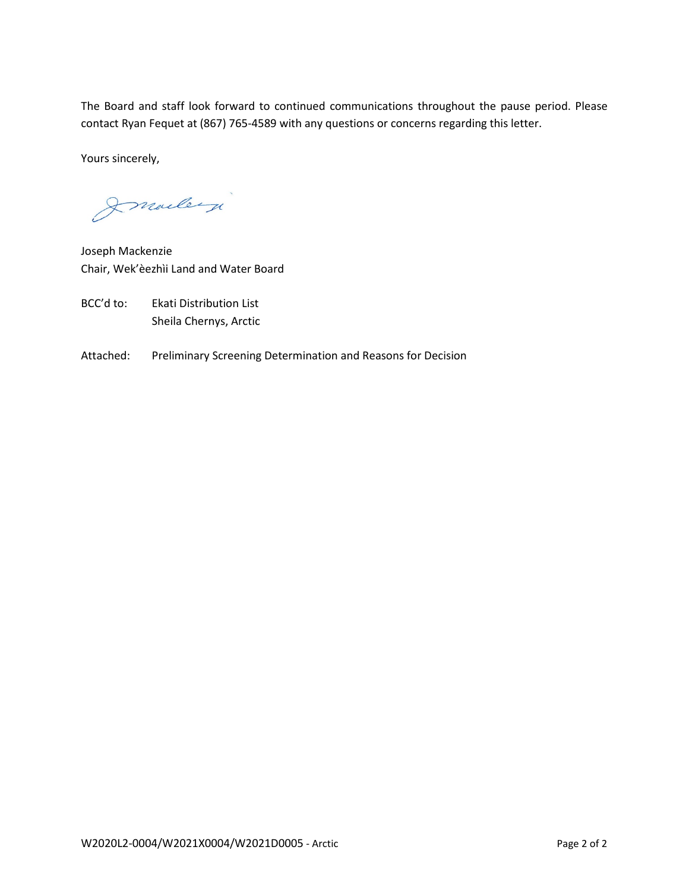The Board and staff look forward to continued communications throughout the pause period. Please contact Ryan Fequet at (867) 765-4589 with any questions or concerns regarding this letter.

Yours sincerely,

Joseph Mackenzie
Chair, Wek'èezhìi Land and Water Board

BCC'd to: Ekati Distribution List
Sheila Chernys, Arctic

Attached: Preliminary Screening Determination and Reasons for Decision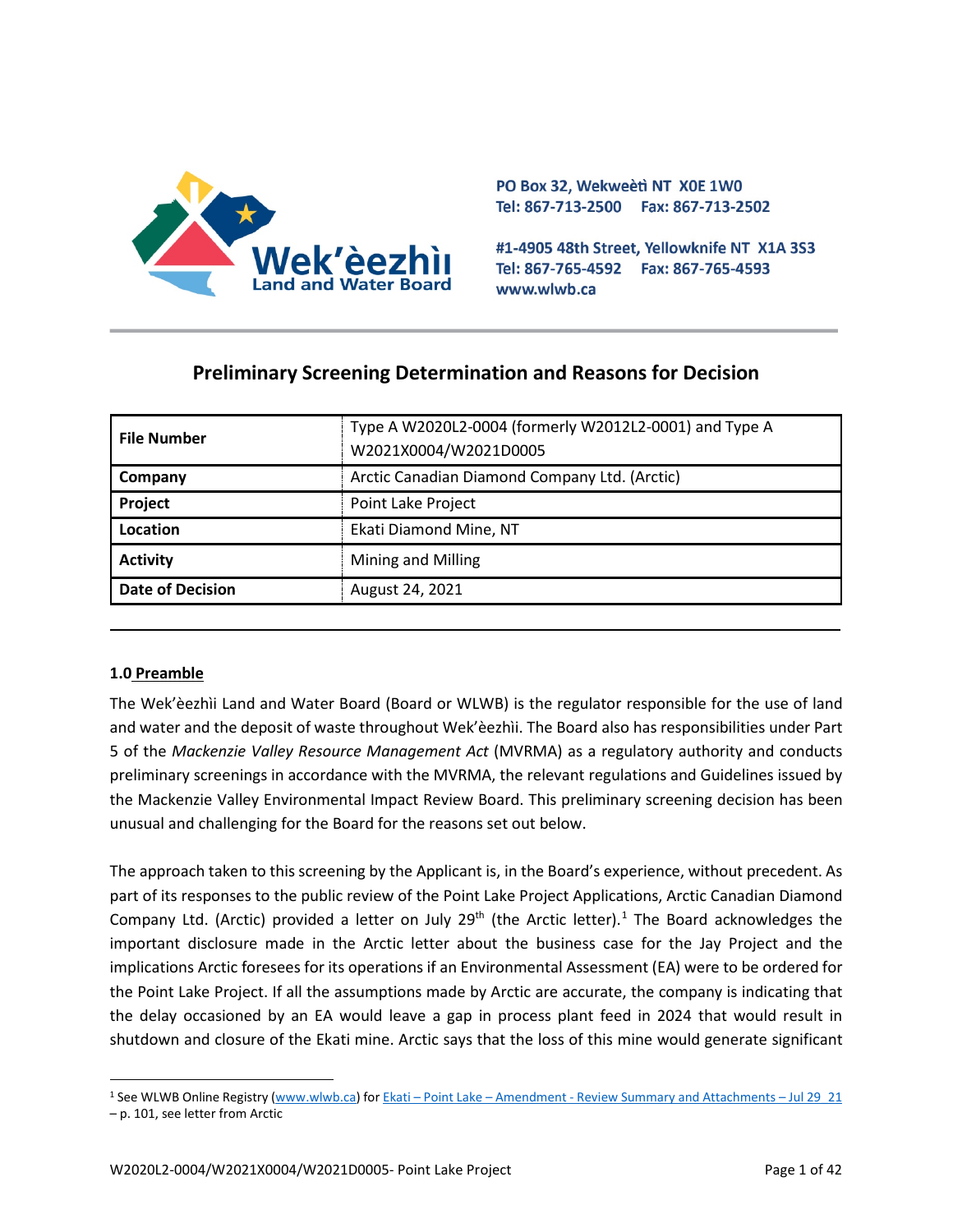PO Box 32, Wekweètì NT X0E 1W0
Tel: 867-713-2500 Fax: 867-713-2502

#1-4905 48th Street, Yellowknife NT X1A 3S3
Tel: 867-765-4592 Fax: 867-765-4593
www.wlwb.ca

# Preliminary Screening Determination and Reasons for Decision

| File Number | Type A W2020L2-0004 (formerly W2012L2-0001) and Type A W2021X0004/W2021D0005 |
|---|---|
| Company | Arctic Canadian Diamond Company Ltd. (Arctic) |
| Project | Point Lake Project |
| Location | Ekati Diamond Mine, NT |
| Activity | Mining and Milling |
| Date of Decision | August 24, 2021 |

## 1.0 Preamble

The Wek'èezhìi Land and Water Board (Board or WLWB) is the regulator responsible for the use of land and water and the deposit of waste throughout Wek'èezhìi. The Board also has responsibilities under Part 5 of the *Mackenzie Valley Resource Management Act* (MVRMA) as a regulatory authority and conducts preliminary screenings in accordance with the MVRMA, the relevant regulations and Guidelines issued by the Mackenzie Valley Environmental Impact Review Board. This preliminary screening decision has been unusual and challenging for the Board for the reasons set out below.

The approach taken to this screening by the Applicant is, in the Board's experience, without precedent. As part of its responses to the public review of the Point Lake Project Applications, Arctic Canadian Diamond Company Ltd. (Arctic) provided a letter on July 29th (the Arctic letter).[1] The Board acknowledges the important disclosure made in the Arctic letter about the business case for the Jay Project and the implications Arctic foresees for its operations if an Environmental Assessment (EA) were to be ordered for the Point Lake Project. If all the assumptions made by Arctic are accurate, the company is indicating that the delay occasioned by an EA would leave a gap in process plant feed in 2024 that would result in shutdown and closure of the Ekati mine. Arctic says that the loss of this mine would generate significant

[1] See WLWB Online Registry (www.wlwb.ca) for Ekati – Point Lake – Amendment - Review Summary and Attachments – Jul 29 21 – p. 101, see letter from Arctic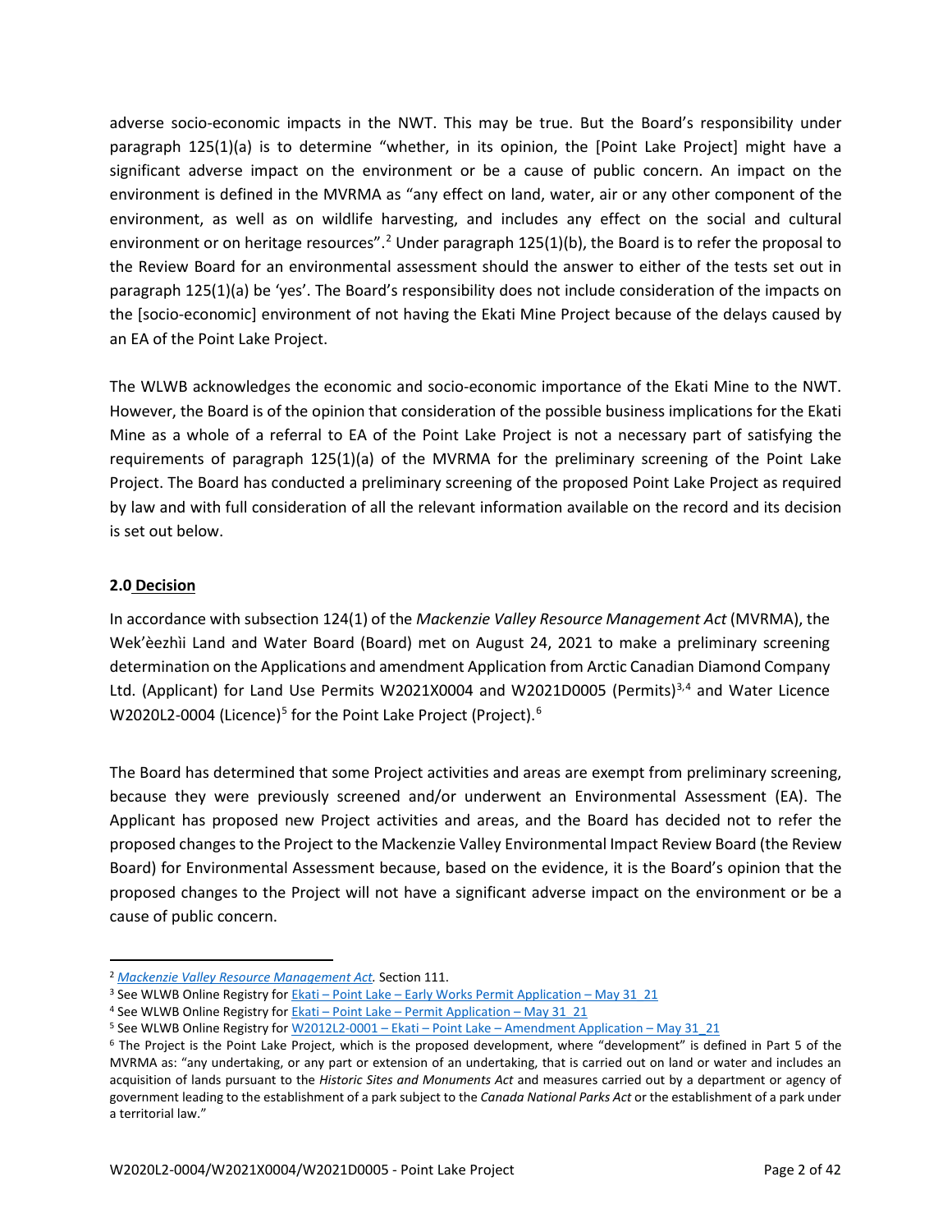adverse socio-economic impacts in the NWT. This may be true. But the Board's responsibility under paragraph 125(1)(a) is to determine "whether, in its opinion, the [Point Lake Project] might have a significant adverse impact on the environment or be a cause of public concern. An impact on the environment is defined in the MVRMA as "any effect on land, water, air or any other component of the environment, as well as on wildlife harvesting, and includes any effect on the social and cultural environment or on heritage resources".[2] Under paragraph 125(1)(b), the Board is to refer the proposal to the Review Board for an environmental assessment should the answer to either of the tests set out in paragraph 125(1)(a) be 'yes'. The Board's responsibility does not include consideration of the impacts on the [socio-economic] environment of not having the Ekati Mine Project because of the delays caused by an EA of the Point Lake Project.

The WLWB acknowledges the economic and socio-economic importance of the Ekati Mine to the NWT. However, the Board is of the opinion that consideration of the possible business implications for the Ekati Mine as a whole of a referral to EA of the Point Lake Project is not a necessary part of satisfying the requirements of paragraph 125(1)(a) of the MVRMA for the preliminary screening of the Point Lake Project. The Board has conducted a preliminary screening of the proposed Point Lake Project as required by law and with full consideration of all the relevant information available on the record and its decision is set out below.

## 2.0 Decision

In accordance with subsection 124(1) of the *Mackenzie Valley Resource Management Act* (MVRMA), the Wek'èezhìi Land and Water Board (Board) met on August 24, 2021 to make a preliminary screening determination on the Applications and amendment Application from Arctic Canadian Diamond Company Ltd. (Applicant) for Land Use Permits W2021X0004 and W2021D0005 (Permits)[3,4] and Water Licence W2020L2-0004 (Licence)[5] for the Point Lake Project (Project).[6]

The Board has determined that some Project activities and areas are exempt from preliminary screening, because they were previously screened and/or underwent an Environmental Assessment (EA). The Applicant has proposed new Project activities and areas, and the Board has decided not to refer the proposed changes to the Project to the Mackenzie Valley Environmental Impact Review Board (the Review Board) for Environmental Assessment because, based on the evidence, it is the Board's opinion that the proposed changes to the Project will not have a significant adverse impact on the environment or be a cause of public concern.

---

[2] *Mackenzie Valley Resource Management Act.* Section 111.

[3] See WLWB Online Registry for Ekati – Point Lake – Early Works Permit Application – May 31_21

[4] See WLWB Online Registry for Ekati – Point Lake – Permit Application – May 31_21

[5] See WLWB Online Registry for W2012L2-0001 – Ekati – Point Lake – Amendment Application – May 31_21

[6] The Project is the Point Lake Project, which is the proposed development, where "development" is defined in Part 5 of the MVRMA as: "any undertaking, or any part or extension of an undertaking, that is carried out on land or water and includes an acquisition of lands pursuant to the *Historic Sites and Monuments Act* and measures carried out by a department or agency of government leading to the establishment of a park subject to the *Canada National Parks Act* or the establishment of a park under a territorial law."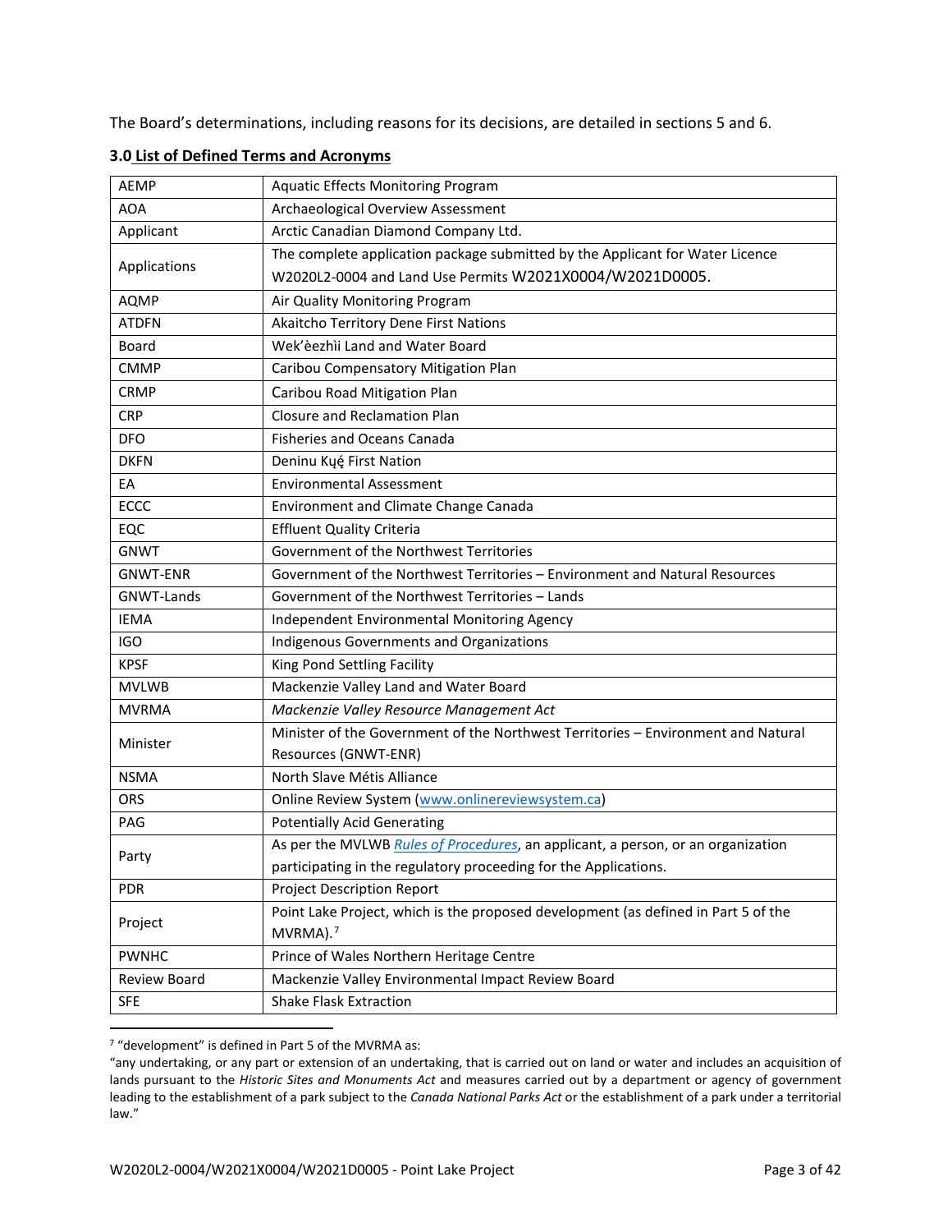The Board's determinations, including reasons for its decisions, are detailed in sections 5 and 6.

### 3.0 List of Defined Terms and Acronyms

| | |
|---|---|
| AEMP | Aquatic Effects Monitoring Program |
| AOA | Archaeological Overview Assessment |
| Applicant | Arctic Canadian Diamond Company Ltd. |
| Applications | The complete application package submitted by the Applicant for Water Licence W2020L2-0004 and Land Use Permits W2021X0004/W2021D0005. |
| AQMP | Air Quality Monitoring Program |
| ATDFN | Akaitcho Territory Dene First Nations |
| Board | Wek'èezhìi Land and Water Board |
| CMMP | Caribou Compensatory Mitigation Plan |
| CRMP | Caribou Road Mitigation Plan |
| CRP | Closure and Reclamation Plan |
| DFO | Fisheries and Oceans Canada |
| DKFN | Deninu Kųę́ First Nation |
| EA | Environmental Assessment |
| ECCC | Environment and Climate Change Canada |
| EQC | Effluent Quality Criteria |
| GNWT | Government of the Northwest Territories |
| GNWT-ENR | Government of the Northwest Territories – Environment and Natural Resources |
| GNWT-Lands | Government of the Northwest Territories – Lands |
| IEMA | Independent Environmental Monitoring Agency |
| IGO | Indigenous Governments and Organizations |
| KPSF | King Pond Settling Facility |
| MVLWB | Mackenzie Valley Land and Water Board |
| MVRMA | *Mackenzie Valley Resource Management Act* |
| Minister | Minister of the Government of the Northwest Territories – Environment and Natural Resources (GNWT-ENR) |
| NSMA | North Slave Métis Alliance |
| ORS | Online Review System (www.onlinereviewsystem.ca) |
| PAG | Potentially Acid Generating |
| Party | As per the MVLWB *Rules of Procedures*, an applicant, a person, or an organization participating in the regulatory proceeding for the Applications. |
| PDR | Project Description Report |
| Project | Point Lake Project, which is the proposed development (as defined in Part 5 of the MVRMA).[7] |
| PWNHC | Prince of Wales Northern Heritage Centre |
| Review Board | Mackenzie Valley Environmental Impact Review Board |
| SFE | Shake Flask Extraction |

[7] "development" is defined in Part 5 of the MVRMA as:

"any undertaking, or any part or extension of an undertaking, that is carried out on land or water and includes an acquisition of lands pursuant to the *Historic Sites and Monuments Act* and measures carried out by a department or agency of government leading to the establishment of a park subject to the *Canada National Parks Act* or the establishment of a park under a territorial law."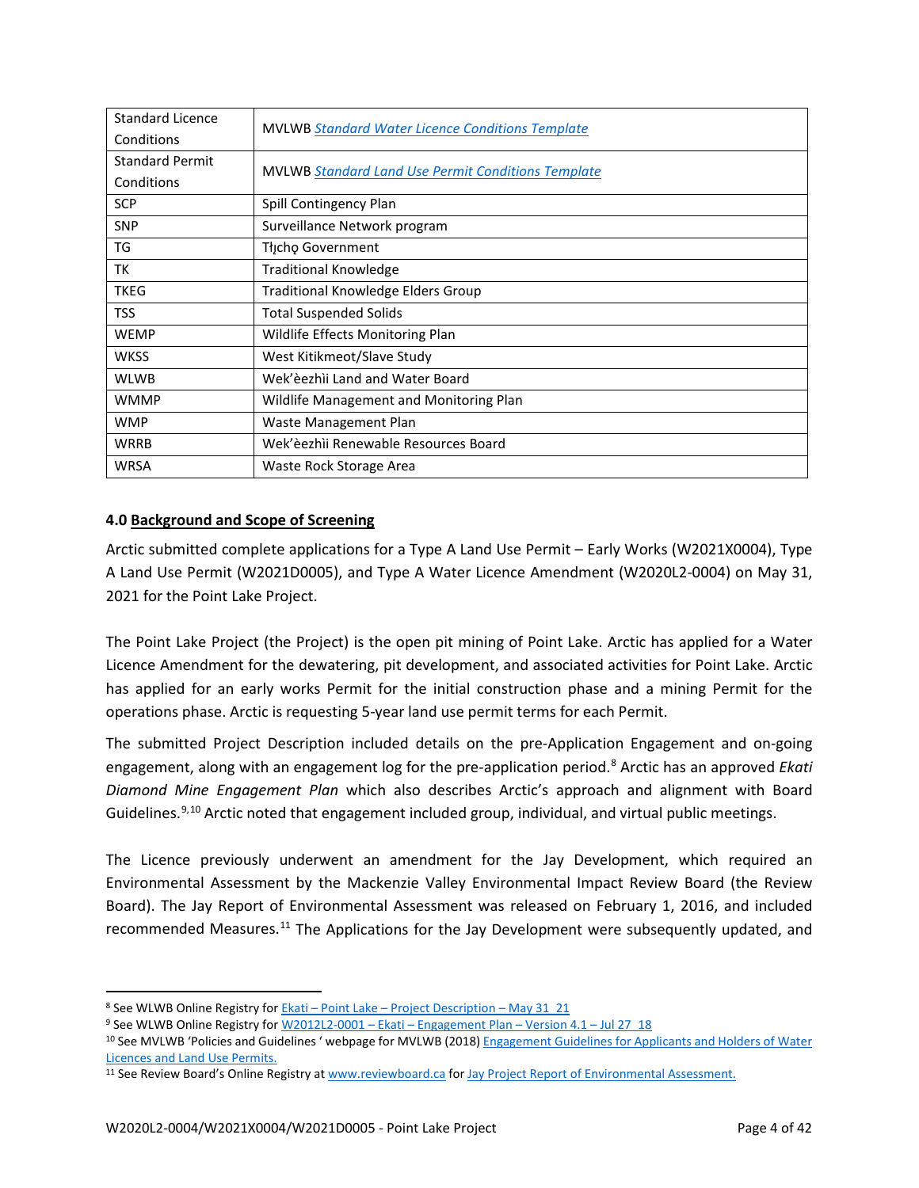| Standard Licence Conditions | MVLWB *Standard Water Licence Conditions Template* |
|---|---|
| Standard Permit Conditions | MVLWB *Standard Land Use Permit Conditions Template* |
| SCP | Spill Contingency Plan |
| SNP | Surveillance Network program |
| TG | Tłįchǫ Government |
| TK | Traditional Knowledge |
| TKEG | Traditional Knowledge Elders Group |
| TSS | Total Suspended Solids |
| WEMP | Wildlife Effects Monitoring Plan |
| WKSS | West Kitikmeot/Slave Study |
| WLWB | Wek'èezhìi Land and Water Board |
| WMMP | Wildlife Management and Monitoring Plan |
| WMP | Waste Management Plan |
| WRRB | Wek'èezhìi Renewable Resources Board |
| WRSA | Waste Rock Storage Area |

## 4.0 Background and Scope of Screening

Arctic submitted complete applications for a Type A Land Use Permit – Early Works (W2021X0004), Type A Land Use Permit (W2021D0005), and Type A Water Licence Amendment (W2020L2-0004) on May 31, 2021 for the Point Lake Project.

The Point Lake Project (the Project) is the open pit mining of Point Lake. Arctic has applied for a Water Licence Amendment for the dewatering, pit development, and associated activities for Point Lake. Arctic has applied for an early works Permit for the initial construction phase and a mining Permit for the operations phase. Arctic is requesting 5-year land use permit terms for each Permit.

The submitted Project Description included details on the pre-Application Engagement and on-going engagement, along with an engagement log for the pre-application period.[8] Arctic has an approved *Ekati Diamond Mine Engagement Plan* which also describes Arctic's approach and alignment with Board Guidelines.[9,10] Arctic noted that engagement included group, individual, and virtual public meetings.

The Licence previously underwent an amendment for the Jay Development, which required an Environmental Assessment by the Mackenzie Valley Environmental Impact Review Board (the Review Board). The Jay Report of Environmental Assessment was released on February 1, 2016, and included recommended Measures.[11] The Applications for the Jay Development were subsequently updated, and

---

[8] See WLWB Online Registry for Ekati – Point Lake – Project Description – May 31_21

[9] See WLWB Online Registry for W2012L2-0001 – Ekati – Engagement Plan – Version 4.1 – Jul 27_18

[10] See MVLWB 'Policies and Guidelines ' webpage for MVLWB (2018) Engagement Guidelines for Applicants and Holders of Water Licences and Land Use Permits.

[11] See Review Board's Online Registry at www.reviewboard.ca for Jay Project Report of Environmental Assessment.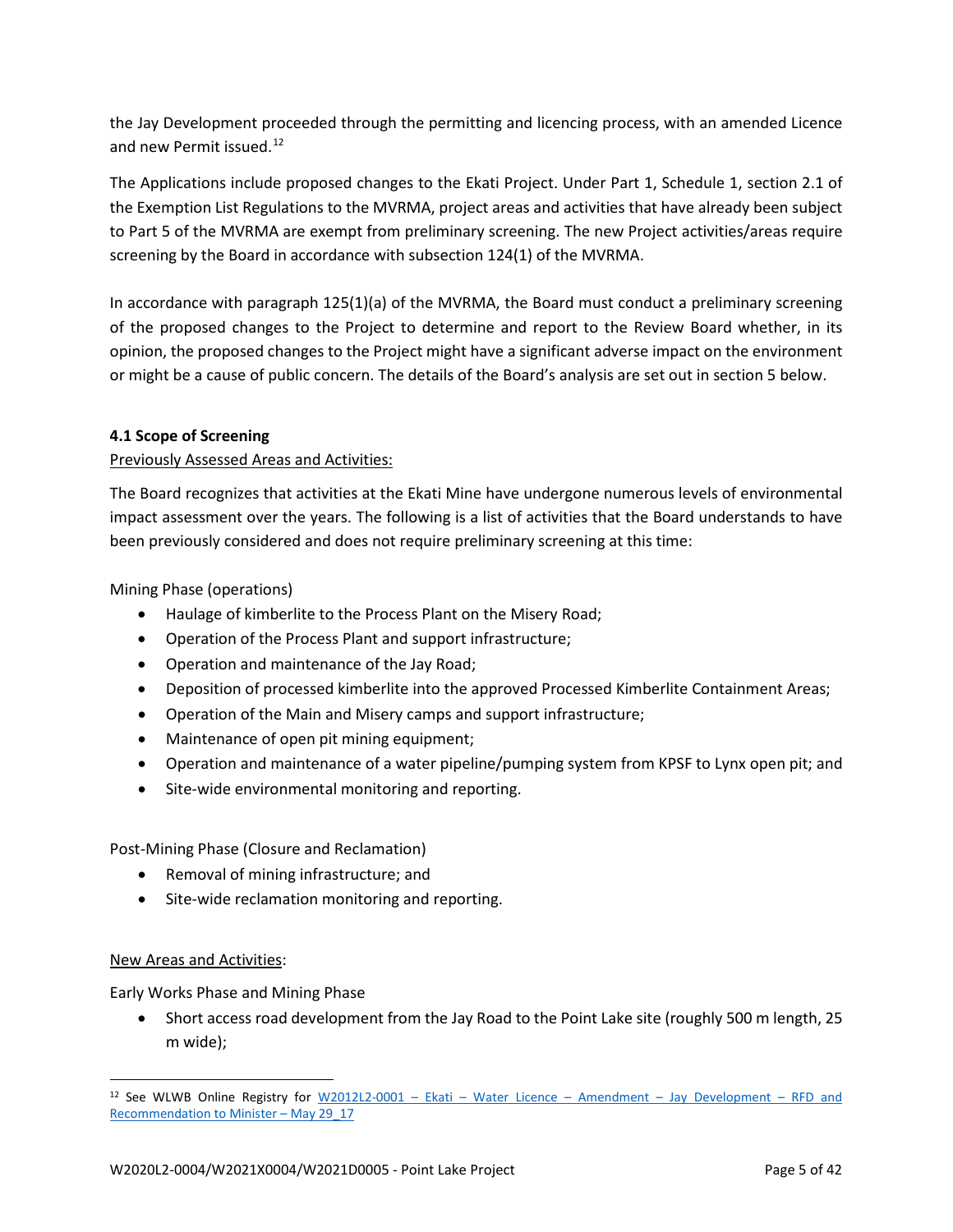the Jay Development proceeded through the permitting and licencing process, with an amended Licence and new Permit issued.[12]

The Applications include proposed changes to the Ekati Project. Under Part 1, Schedule 1, section 2.1 of the Exemption List Regulations to the MVRMA, project areas and activities that have already been subject to Part 5 of the MVRMA are exempt from preliminary screening. The new Project activities/areas require screening by the Board in accordance with subsection 124(1) of the MVRMA.

In accordance with paragraph 125(1)(a) of the MVRMA, the Board must conduct a preliminary screening of the proposed changes to the Project to determine and report to the Review Board whether, in its opinion, the proposed changes to the Project might have a significant adverse impact on the environment or might be a cause of public concern. The details of the Board's analysis are set out in section 5 below.

### 4.1 Scope of Screening

Previously Assessed Areas and Activities:

The Board recognizes that activities at the Ekati Mine have undergone numerous levels of environmental impact assessment over the years. The following is a list of activities that the Board understands to have been previously considered and does not require preliminary screening at this time:

Mining Phase (operations)

- Haulage of kimberlite to the Process Plant on the Misery Road;
- Operation of the Process Plant and support infrastructure;
- Operation and maintenance of the Jay Road;
- Deposition of processed kimberlite into the approved Processed Kimberlite Containment Areas;
- Operation of the Main and Misery camps and support infrastructure;
- Maintenance of open pit mining equipment;
- Operation and maintenance of a water pipeline/pumping system from KPSF to Lynx open pit; and
- Site-wide environmental monitoring and reporting.

Post-Mining Phase (Closure and Reclamation)

- Removal of mining infrastructure; and
- Site-wide reclamation monitoring and reporting.

New Areas and Activities:

Early Works Phase and Mining Phase

- Short access road development from the Jay Road to the Point Lake site (roughly 500 m length, 25 m wide);

[12] See WLWB Online Registry for W2012L2-0001 – Ekati – Water Licence – Amendment – Jay Development – RFD and Recommendation to Minister – May 29_17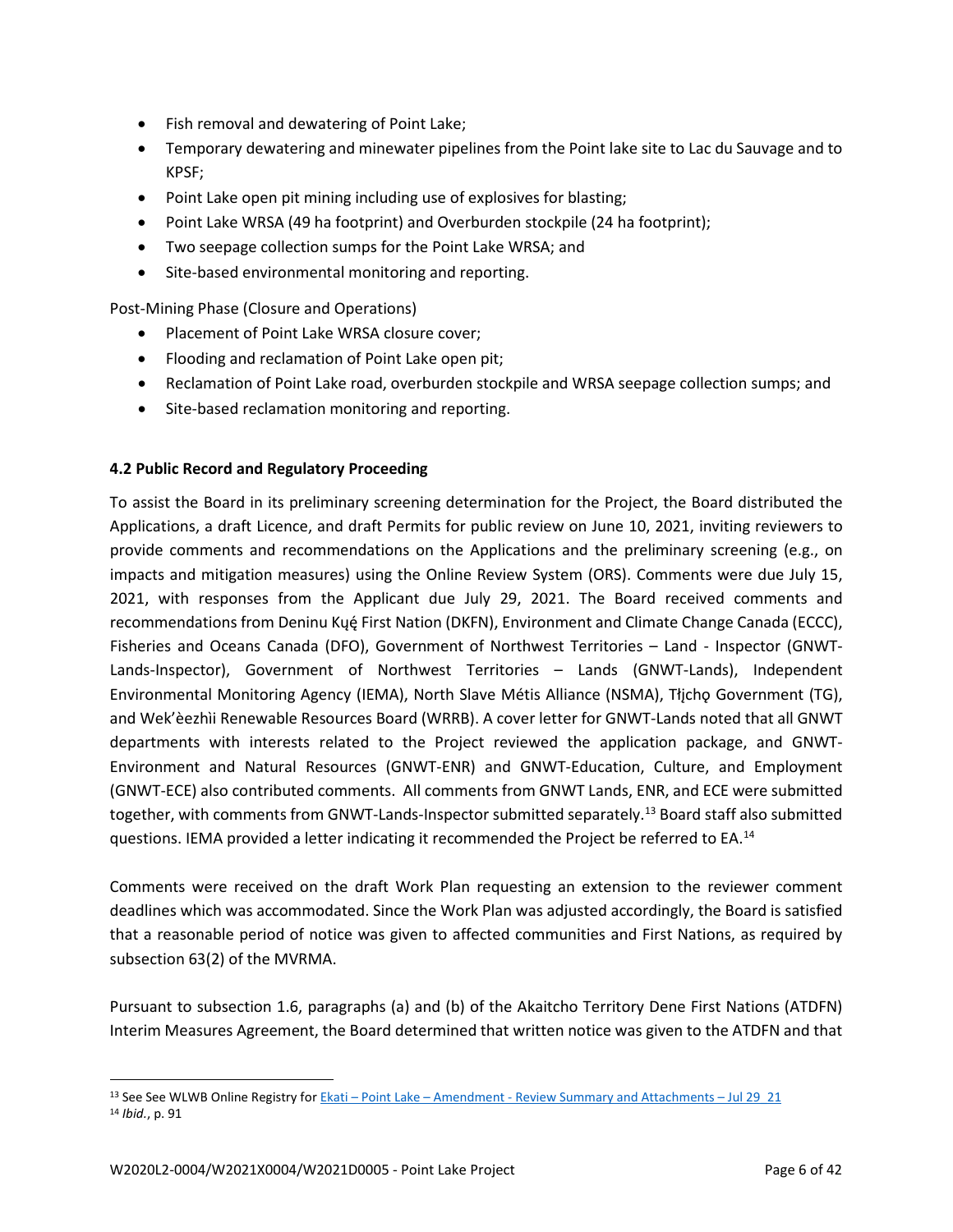- Fish removal and dewatering of Point Lake;
- Temporary dewatering and minewater pipelines from the Point lake site to Lac du Sauvage and to KPSF;
- Point Lake open pit mining including use of explosives for blasting;
- Point Lake WRSA (49 ha footprint) and Overburden stockpile (24 ha footprint);
- Two seepage collection sumps for the Point Lake WRSA; and
- Site-based environmental monitoring and reporting.

Post-Mining Phase (Closure and Operations)

- Placement of Point Lake WRSA closure cover;
- Flooding and reclamation of Point Lake open pit;
- Reclamation of Point Lake road, overburden stockpile and WRSA seepage collection sumps; and
- Site-based reclamation monitoring and reporting.

### 4.2 Public Record and Regulatory Proceeding

To assist the Board in its preliminary screening determination for the Project, the Board distributed the Applications, a draft Licence, and draft Permits for public review on June 10, 2021, inviting reviewers to provide comments and recommendations on the Applications and the preliminary screening (e.g., on impacts and mitigation measures) using the Online Review System (ORS). Comments were due July 15, 2021, with responses from the Applicant due July 29, 2021. The Board received comments and recommendations from Deninu Kų́ę́ First Nation (DKFN), Environment and Climate Change Canada (ECCC), Fisheries and Oceans Canada (DFO), Government of Northwest Territories – Land - Inspector (GNWT-Lands-Inspector), Government of Northwest Territories – Lands (GNWT-Lands), Independent Environmental Monitoring Agency (IEMA), North Slave Métis Alliance (NSMA), Tłı̨chǫ Government (TG), and Wek'èezhìi Renewable Resources Board (WRRB). A cover letter for GNWT-Lands noted that all GNWT departments with interests related to the Project reviewed the application package, and GNWT-Environment and Natural Resources (GNWT-ENR) and GNWT-Education, Culture, and Employment (GNWT-ECE) also contributed comments. All comments from GNWT Lands, ENR, and ECE were submitted together, with comments from GNWT-Lands-Inspector submitted separately.[13] Board staff also submitted questions. IEMA provided a letter indicating it recommended the Project be referred to EA.[14]

Comments were received on the draft Work Plan requesting an extension to the reviewer comment deadlines which was accommodated. Since the Work Plan was adjusted accordingly, the Board is satisfied that a reasonable period of notice was given to affected communities and First Nations, as required by subsection 63(2) of the MVRMA.

Pursuant to subsection 1.6, paragraphs (a) and (b) of the Akaitcho Territory Dene First Nations (ATDFN) Interim Measures Agreement, the Board determined that written notice was given to the ATDFN and that

---

[13] See See WLWB Online Registry for Ekati – Point Lake – Amendment - Review Summary and Attachments – Jul 29_21

[14] *Ibid.*, p. 91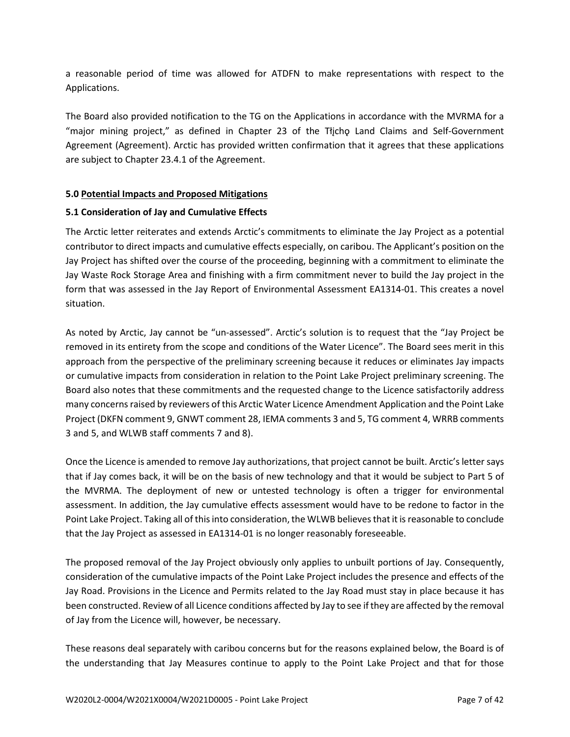a reasonable period of time was allowed for ATDFN to make representations with respect to the Applications.

The Board also provided notification to the TG on the Applications in accordance with the MVRMA for a "major mining project," as defined in Chapter 23 of the Tłı̨chǫ Land Claims and Self-Government Agreement (Agreement). Arctic has provided written confirmation that it agrees that these applications are subject to Chapter 23.4.1 of the Agreement.

## 5.0 Potential Impacts and Proposed Mitigations

### 5.1 Consideration of Jay and Cumulative Effects

The Arctic letter reiterates and extends Arctic's commitments to eliminate the Jay Project as a potential contributor to direct impacts and cumulative effects especially, on caribou. The Applicant's position on the Jay Project has shifted over the course of the proceeding, beginning with a commitment to eliminate the Jay Waste Rock Storage Area and finishing with a firm commitment never to build the Jay project in the form that was assessed in the Jay Report of Environmental Assessment EA1314-01. This creates a novel situation.

As noted by Arctic, Jay cannot be "un-assessed". Arctic's solution is to request that the "Jay Project be removed in its entirety from the scope and conditions of the Water Licence". The Board sees merit in this approach from the perspective of the preliminary screening because it reduces or eliminates Jay impacts or cumulative impacts from consideration in relation to the Point Lake Project preliminary screening. The Board also notes that these commitments and the requested change to the Licence satisfactorily address many concerns raised by reviewers of this Arctic Water Licence Amendment Application and the Point Lake Project (DKFN comment 9, GNWT comment 28, IEMA comments 3 and 5, TG comment 4, WRRB comments 3 and 5, and WLWB staff comments 7 and 8).

Once the Licence is amended to remove Jay authorizations, that project cannot be built. Arctic's letter says that if Jay comes back, it will be on the basis of new technology and that it would be subject to Part 5 of the MVRMA. The deployment of new or untested technology is often a trigger for environmental assessment. In addition, the Jay cumulative effects assessment would have to be redone to factor in the Point Lake Project. Taking all of this into consideration, the WLWB believes that it is reasonable to conclude that the Jay Project as assessed in EA1314-01 is no longer reasonably foreseeable.

The proposed removal of the Jay Project obviously only applies to unbuilt portions of Jay. Consequently, consideration of the cumulative impacts of the Point Lake Project includes the presence and effects of the Jay Road. Provisions in the Licence and Permits related to the Jay Road must stay in place because it has been constructed. Review of all Licence conditions affected by Jay to see if they are affected by the removal of Jay from the Licence will, however, be necessary.

These reasons deal separately with caribou concerns but for the reasons explained below, the Board is of the understanding that Jay Measures continue to apply to the Point Lake Project and that for those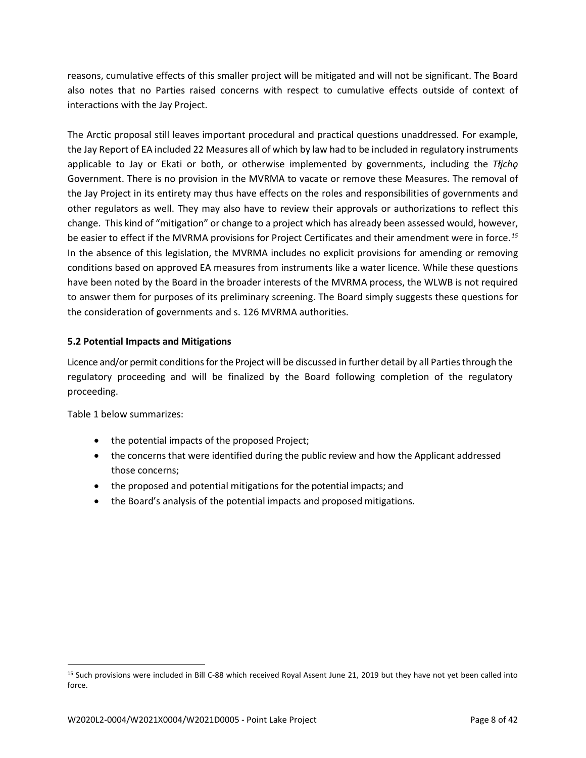reasons, cumulative effects of this smaller project will be mitigated and will not be significant. The Board also notes that no Parties raised concerns with respect to cumulative effects outside of context of interactions with the Jay Project.

The Arctic proposal still leaves important procedural and practical questions unaddressed. For example, the Jay Report of EA included 22 Measures all of which by law had to be included in regulatory instruments applicable to Jay or Ekati or both, or otherwise implemented by governments, including the *Tłįchǫ* Government. There is no provision in the MVRMA to vacate or remove these Measures. The removal of the Jay Project in its entirety may thus have effects on the roles and responsibilities of governments and other regulators as well. They may also have to review their approvals or authorizations to reflect this change. This kind of "mitigation" or change to a project which has already been assessed would, however, be easier to effect if the MVRMA provisions for Project Certificates and their amendment were in force.[15] In the absence of this legislation, the MVRMA includes no explicit provisions for amending or removing conditions based on approved EA measures from instruments like a water licence. While these questions have been noted by the Board in the broader interests of the MVRMA process, the WLWB is not required to answer them for purposes of its preliminary screening. The Board simply suggests these questions for the consideration of governments and s. 126 MVRMA authorities.

### 5.2 Potential Impacts and Mitigations

Licence and/or permit conditions for the Project will be discussed in further detail by all Parties through the regulatory proceeding and will be finalized by the Board following completion of the regulatory proceeding.

Table 1 below summarizes:

- the potential impacts of the proposed Project;
- the concerns that were identified during the public review and how the Applicant addressed those concerns;
- the proposed and potential mitigations for the potential impacts; and
- the Board's analysis of the potential impacts and proposed mitigations.

[15] Such provisions were included in Bill C-88 which received Royal Assent June 21, 2019 but they have not yet been called into force.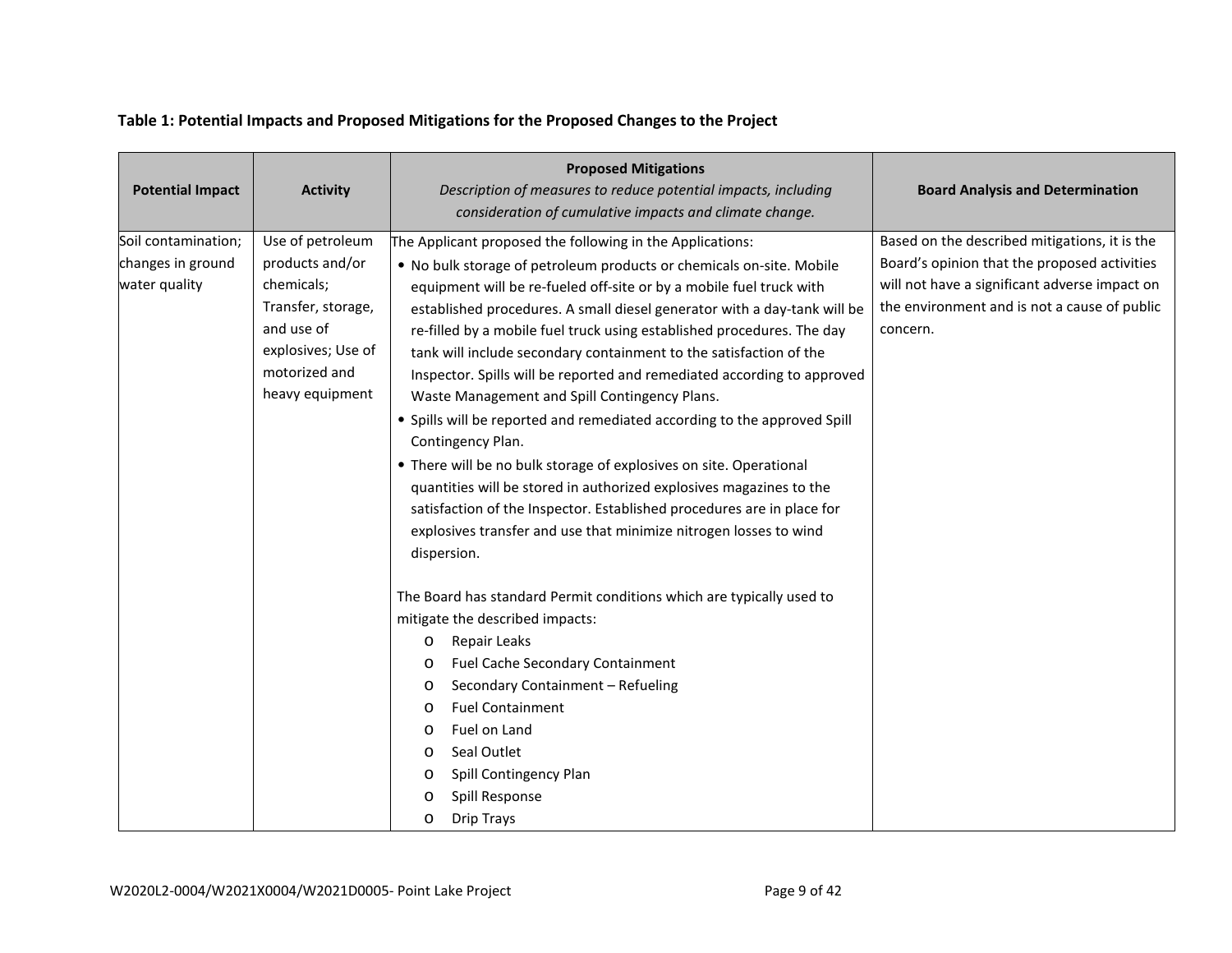**Table 1: Potential Impacts and Proposed Mitigations for the Proposed Changes to the Project**

| Potential Impact | Activity | Proposed Mitigations<br>*Description of measures to reduce potential impacts, including consideration of cumulative impacts and climate change.* | Board Analysis and Determination |
|---|---|---|---|
| Soil contamination; changes in ground water quality | Use of petroleum products and/or chemicals; Transfer, storage, and use of explosives; Use of motorized and heavy equipment | The Applicant proposed the following in the Applications:<br>• No bulk storage of petroleum products or chemicals on-site. Mobile equipment will be re-fueled off-site or by a mobile fuel truck with established procedures. A small diesel generator with a day-tank will be re-filled by a mobile fuel truck using established procedures. The day tank will include secondary containment to the satisfaction of the Inspector. Spills will be reported and remediated according to approved Waste Management and Spill Contingency Plans.<br>• Spills will be reported and remediated according to the approved Spill Contingency Plan.<br>• There will be no bulk storage of explosives on site. Operational quantities will be stored in authorized explosives magazines to the satisfaction of the Inspector. Established procedures are in place for explosives transfer and use that minimize nitrogen losses to wind dispersion.<br><br>The Board has standard Permit conditions which are typically used to mitigate the described impacts:<br>o Repair Leaks<br>o Fuel Cache Secondary Containment<br>o Secondary Containment – Refueling<br>o Fuel Containment<br>o Fuel on Land<br>o Seal Outlet<br>o Spill Contingency Plan<br>o Spill Response<br>o Drip Trays | Based on the described mitigations, it is the Board's opinion that the proposed activities will not have a significant adverse impact on the environment and is not a cause of public concern. |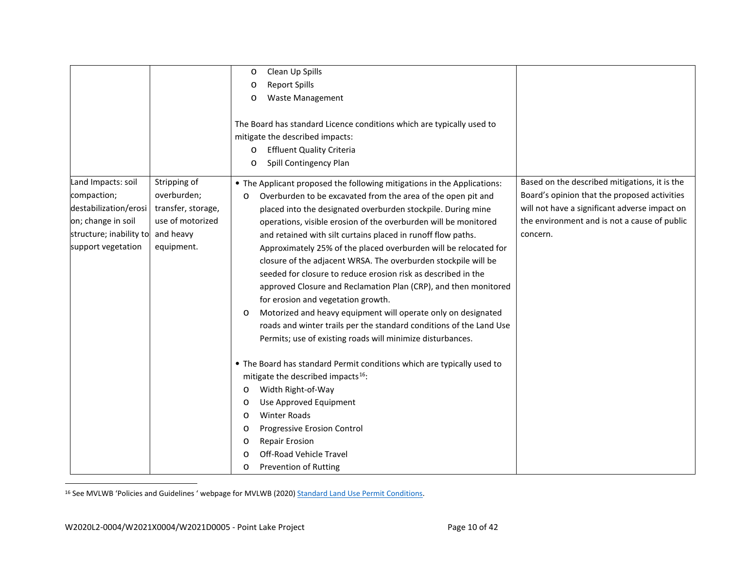| | | | |
|---|---|---|---|
| | | o Clean Up Spills<br>o Report Spills<br>o Waste Management<br><br>The Board has standard Licence conditions which are typically used to mitigate the described impacts:<br>o Effluent Quality Criteria<br>o Spill Contingency Plan | |
| Land Impacts: soil compaction; destabilization/erosion; change in soil structure; inability to support vegetation | Stripping of overburden; transfer, storage, use of motorized and heavy equipment. | • The Applicant proposed the following mitigations in the Applications:<br>o Overburden to be excavated from the area of the open pit and placed into the designated overburden stockpile. During mine operations, visible erosion of the overburden will be monitored and retained with silt curtains placed in runoff flow paths. Approximately 25% of the placed overburden will be relocated for closure of the adjacent WRSA. The overburden stockpile will be seeded for closure to reduce erosion risk as described in the approved Closure and Reclamation Plan (CRP), and then monitored for erosion and vegetation growth.<br>o Motorized and heavy equipment will operate only on designated roads and winter trails per the standard conditions of the Land Use Permits; use of existing roads will minimize disturbances.<br><br>• The Board has standard Permit conditions which are typically used to mitigate the described impacts[16]:<br>o Width Right-of-Way<br>o Use Approved Equipment<br>o Winter Roads<br>o Progressive Erosion Control<br>o Repair Erosion<br>o Off-Road Vehicle Travel<br>o Prevention of Rutting | Based on the described mitigations, it is the Board's opinion that the proposed activities will not have a significant adverse impact on the environment and is not a cause of public concern. |

[16] See MVLWB 'Policies and Guidelines ' webpage for MVLWB (2020) Standard Land Use Permit Conditions.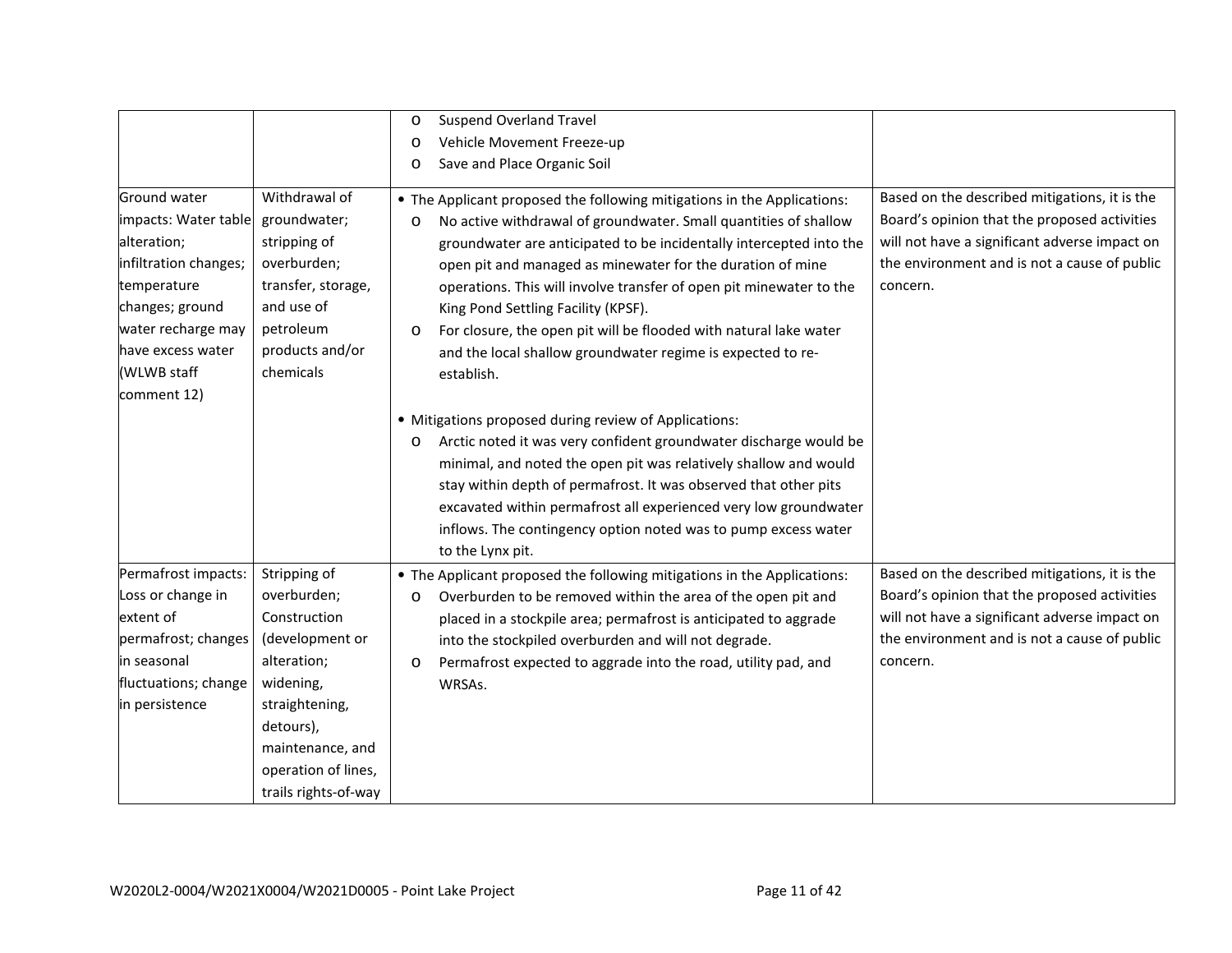| | | o Suspend Overland Travel<br>o Vehicle Movement Freeze-up<br>o Save and Place Organic Soil | |
|---|---|---|---|
| Ground water impacts: Water table alteration; infiltration changes; temperature changes; ground water recharge may have excess water (WLWB staff comment 12) | Withdrawal of groundwater; stripping of overburden; transfer, storage, and use of petroleum products and/or chemicals | • The Applicant proposed the following mitigations in the Applications:<br>o No active withdrawal of groundwater. Small quantities of shallow groundwater are anticipated to be incidentally intercepted into the open pit and managed as minewater for the duration of mine operations. This will involve transfer of open pit minewater to the King Pond Settling Facility (KPSF).<br>o For closure, the open pit will be flooded with natural lake water and the local shallow groundwater regime is expected to re-establish.<br><br>• Mitigations proposed during review of Applications:<br>o Arctic noted it was very confident groundwater discharge would be minimal, and noted the open pit was relatively shallow and would stay within depth of permafrost. It was observed that other pits excavated within permafrost all experienced very low groundwater inflows. The contingency option noted was to pump excess water to the Lynx pit. | Based on the described mitigations, it is the Board's opinion that the proposed activities will not have a significant adverse impact on the environment and is not a cause of public concern. |
| Permafrost impacts: Loss or change in extent of permafrost; changes in seasonal fluctuations; change in persistence | Stripping of overburden; Construction (development or alteration; widening, straightening, detours), maintenance, and operation of lines, trails rights-of-way | • The Applicant proposed the following mitigations in the Applications:<br>o Overburden to be removed within the area of the open pit and placed in a stockpile area; permafrost is anticipated to aggrade into the stockpiled overburden and will not degrade.<br>o Permafrost expected to aggrade into the road, utility pad, and WRSAs. | Based on the described mitigations, it is the Board's opinion that the proposed activities will not have a significant adverse impact on the environment and is not a cause of public concern. |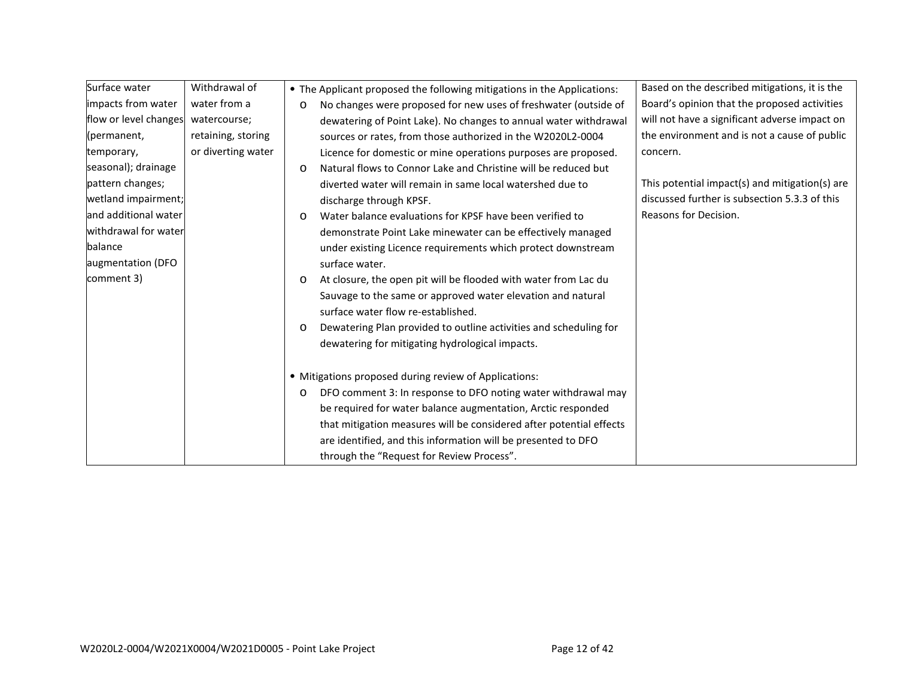| | | | |
|---|---|---|---|
| Surface water impacts from water flow or level changes (permanent, temporary, seasonal); drainage pattern changes; wetland impairment; and additional water withdrawal for water balance augmentation (DFO comment 3) | Withdrawal of water from a watercourse; retaining, storing or diverting water | • The Applicant proposed the following mitigations in the Applications:<br>o No changes were proposed for new uses of freshwater (outside of dewatering of Point Lake). No changes to annual water withdrawal sources or rates, from those authorized in the W2020L2-0004 Licence for domestic or mine operations purposes are proposed.<br>o Natural flows to Connor Lake and Christine will be reduced but diverted water will remain in same local watershed due to discharge through KPSF.<br>o Water balance evaluations for KPSF have been verified to demonstrate Point Lake minewater can be effectively managed under existing Licence requirements which protect downstream surface water.<br>o At closure, the open pit will be flooded with water from Lac du Sauvage to the same or approved water elevation and natural surface water flow re-established.<br>o Dewatering Plan provided to outline activities and scheduling for dewatering for mitigating hydrological impacts.<br><br>• Mitigations proposed during review of Applications:<br>o DFO comment 3: In response to DFO noting water withdrawal may be required for water balance augmentation, Arctic responded that mitigation measures will be considered after potential effects are identified, and this information will be presented to DFO through the "Request for Review Process". | Based on the described mitigations, it is the Board's opinion that the proposed activities will not have a significant adverse impact on the environment and is not a cause of public concern.<br><br>This potential impact(s) and mitigation(s) are discussed further is subsection 5.3.3 of this Reasons for Decision. |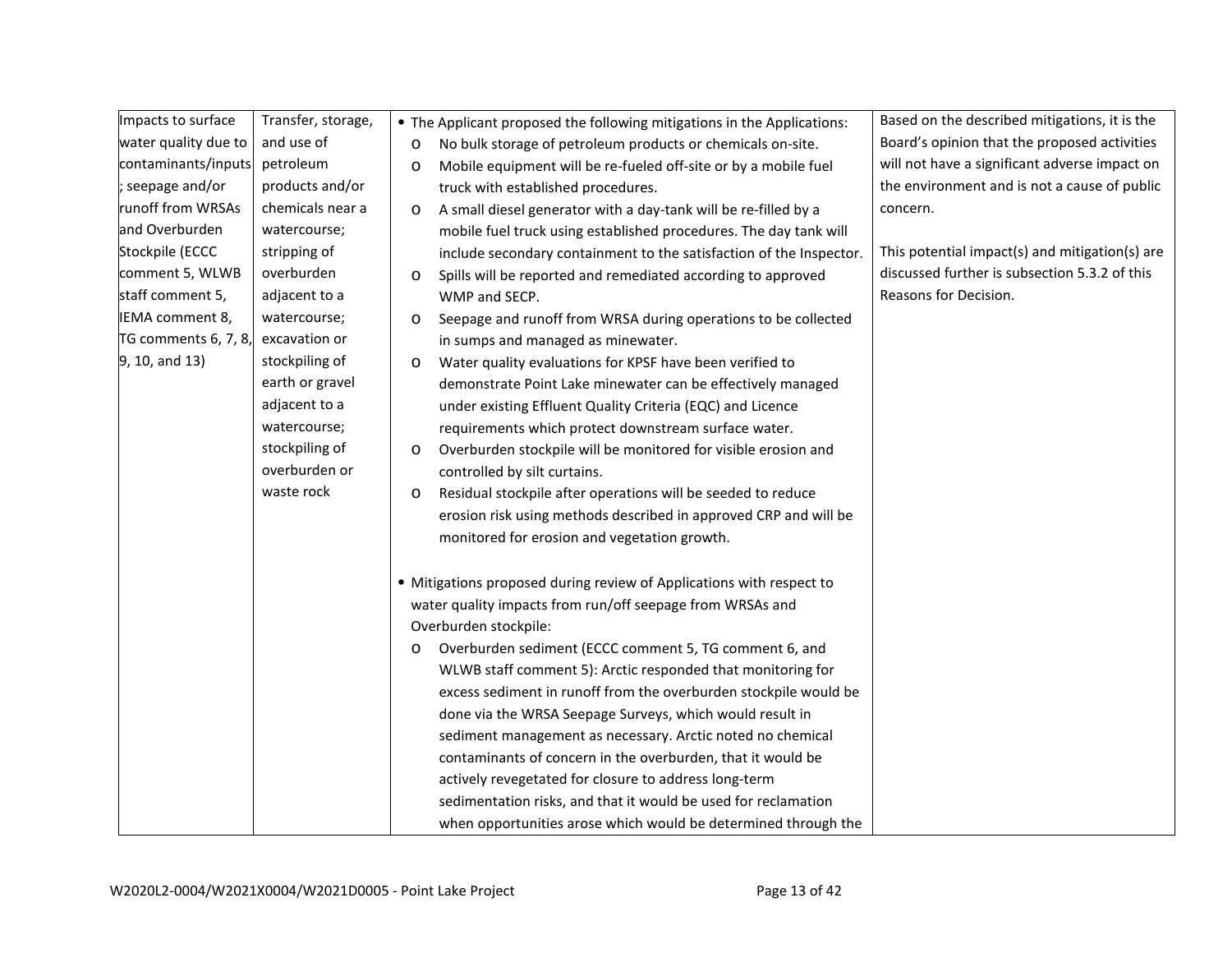| Impacts to surface water quality due to contaminants/inputs; seepage and/or runoff from WRSAs and Overburden Stockpile (ECCC comment 5, WLWB staff comment 5, IEMA comment 8, TG comments 6, 7, 8, 9, 10, and 13) | Transfer, storage, and use of petroleum products and/or chemicals near a watercourse; stripping of overburden adjacent to a watercourse; excavation or stockpiling of earth or gravel adjacent to a watercourse; stockpiling of overburden or waste rock | • The Applicant proposed the following mitigations in the Applications:<br>o No bulk storage of petroleum products or chemicals on-site.<br>o Mobile equipment will be re-fueled off-site or by a mobile fuel truck with established procedures.<br>o A small diesel generator with a day-tank will be re-filled by a mobile fuel truck using established procedures. The day tank will include secondary containment to the satisfaction of the Inspector.<br>o Spills will be reported and remediated according to approved WMP and SECP.<br>o Seepage and runoff from WRSA during operations to be collected in sumps and managed as minewater.<br>o Water quality evaluations for KPSF have been verified to demonstrate Point Lake minewater can be effectively managed under existing Effluent Quality Criteria (EQC) and Licence requirements which protect downstream surface water.<br>o Overburden stockpile will be monitored for visible erosion and controlled by silt curtains.<br>o Residual stockpile after operations will be seeded to reduce erosion risk using methods described in approved CRP and will be monitored for erosion and vegetation growth.<br><br>• Mitigations proposed during review of Applications with respect to water quality impacts from run/off seepage from WRSAs and Overburden stockpile:<br>o Overburden sediment (ECCC comment 5, TG comment 6, and WLWB staff comment 5): Arctic responded that monitoring for excess sediment in runoff from the overburden stockpile would be done via the WRSA Seepage Surveys, which would result in sediment management as necessary. Arctic noted no chemical contaminants of concern in the overburden, that it would be actively revegetated for closure to address long-term sedimentation risks, and that it would be used for reclamation when opportunities arose which would be determined through the | Based on the described mitigations, it is the Board's opinion that the proposed activities will not have a significant adverse impact on the environment and is not a cause of public concern.<br><br>This potential impact(s) and mitigation(s) are discussed further is subsection 5.3.2 of this Reasons for Decision. |
|---|---|---|---|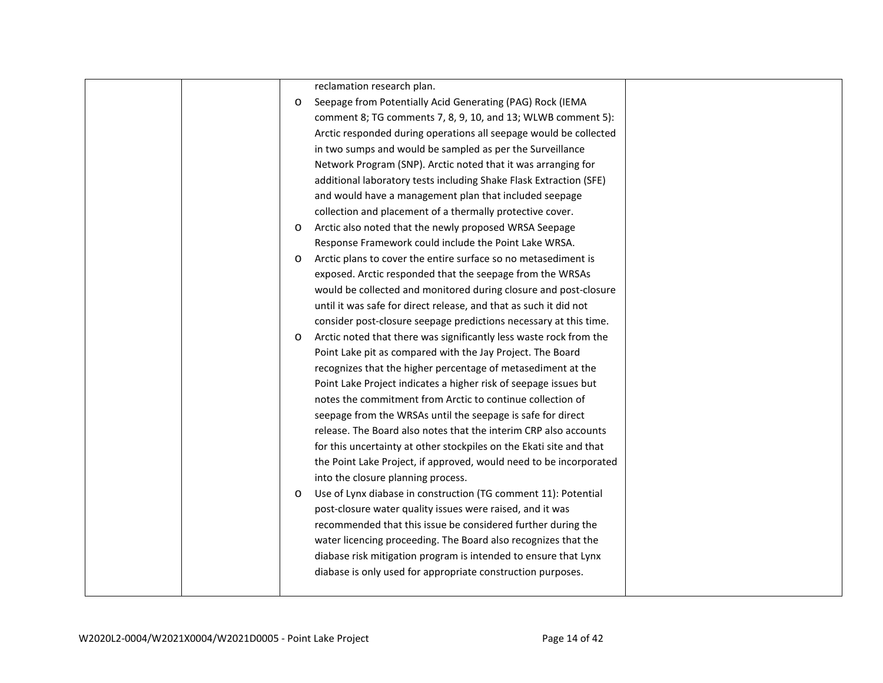| | | reclamation research plan.<br>o Seepage from Potentially Acid Generating (PAG) Rock (IEMA comment 8; TG comments 7, 8, 9, 10, and 13; WLWB comment 5): Arctic responded during operations all seepage would be collected in two sumps and would be sampled as per the Surveillance Network Program (SNP). Arctic noted that it was arranging for additional laboratory tests including Shake Flask Extraction (SFE) and would have a management plan that included seepage collection and placement of a thermally protective cover.<br>o Arctic also noted that the newly proposed WRSA Seepage Response Framework could include the Point Lake WRSA.<br>o Arctic plans to cover the entire surface so no metasediment is exposed. Arctic responded that the seepage from the WRSAs would be collected and monitored during closure and post-closure until it was safe for direct release, and that as such it did not consider post-closure seepage predictions necessary at this time.<br>o Arctic noted that there was significantly less waste rock from the Point Lake pit as compared with the Jay Project. The Board recognizes that the higher percentage of metasediment at the Point Lake Project indicates a higher risk of seepage issues but notes the commitment from Arctic to continue collection of seepage from the WRSAs until the seepage is safe for direct release. The Board also notes that the interim CRP also accounts for this uncertainty at other stockpiles on the Ekati site and that the Point Lake Project, if approved, would need to be incorporated into the closure planning process.<br>o Use of Lynx diabase in construction (TG comment 11): Potential post-closure water quality issues were raised, and it was recommended that this issue be considered further during the water licencing proceeding. The Board also recognizes that the diabase risk mitigation program is intended to ensure that Lynx diabase is only used for appropriate construction purposes. | |
|---|---|---|---|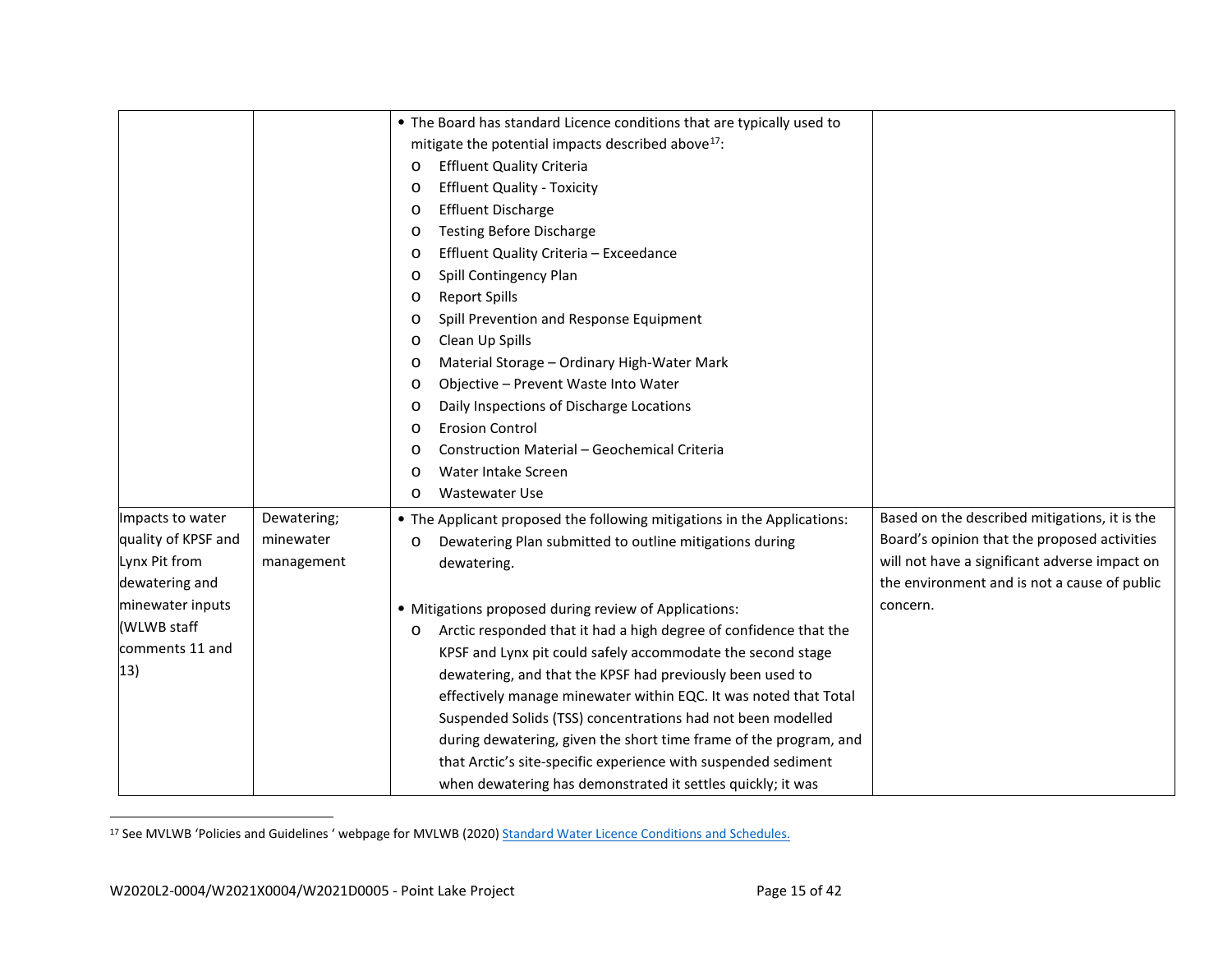| | | | |
|---|---|---|---|
| | | • The Board has standard Licence conditions that are typically used to mitigate the potential impacts described above[17]:<br>o Effluent Quality Criteria<br>o Effluent Quality - Toxicity<br>o Effluent Discharge<br>o Testing Before Discharge<br>o Effluent Quality Criteria – Exceedance<br>o Spill Contingency Plan<br>o Report Spills<br>o Spill Prevention and Response Equipment<br>o Clean Up Spills<br>o Material Storage – Ordinary High-Water Mark<br>o Objective – Prevent Waste Into Water<br>o Daily Inspections of Discharge Locations<br>o Erosion Control<br>o Construction Material – Geochemical Criteria<br>o Water Intake Screen<br>o Wastewater Use | |
| Impacts to water quality of KPSF and Lynx Pit from dewatering and minewater inputs (WLWB staff comments 11 and 13) | Dewatering; minewater management | • The Applicant proposed the following mitigations in the Applications:<br>o Dewatering Plan submitted to outline mitigations during dewatering.<br><br>• Mitigations proposed during review of Applications:<br>o Arctic responded that it had a high degree of confidence that the KPSF and Lynx pit could safely accommodate the second stage dewatering, and that the KPSF had previously been used to effectively manage minewater within EQC. It was noted that Total Suspended Solids (TSS) concentrations had not been modelled during dewatering, given the short time frame of the program, and that Arctic's site-specific experience with suspended sediment when dewatering has demonstrated it settles quickly; it was | Based on the described mitigations, it is the Board's opinion that the proposed activities will not have a significant adverse impact on the environment and is not a cause of public concern. |

[17] See MVLWB 'Policies and Guidelines ' webpage for MVLWB (2020) Standard Water Licence Conditions and Schedules.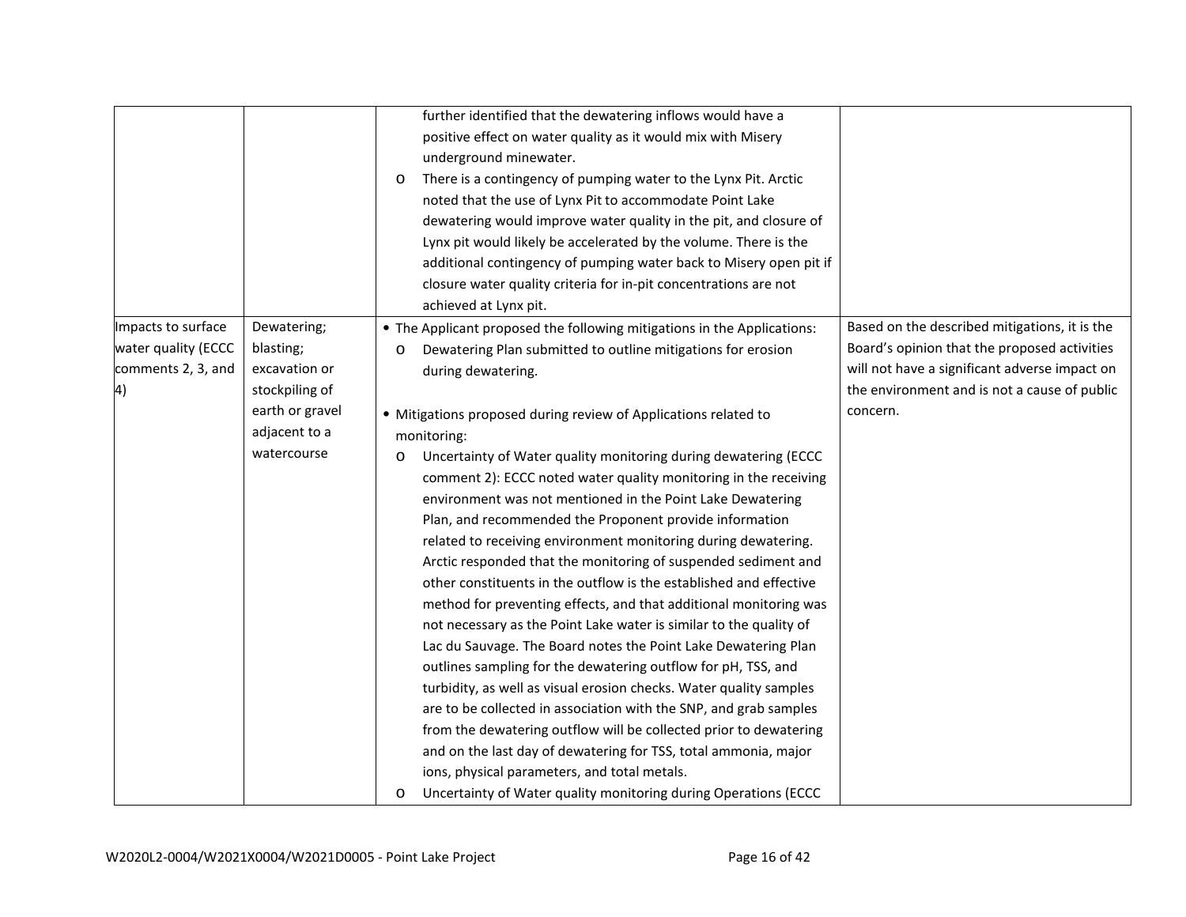| | | | |
|---|---|---|---|
| | | further identified that the dewatering inflows would have a positive effect on water quality as it would mix with Misery underground minewater.<br>o There is a contingency of pumping water to the Lynx Pit. Arctic noted that the use of Lynx Pit to accommodate Point Lake dewatering would improve water quality in the pit, and closure of Lynx pit would likely be accelerated by the volume. There is the additional contingency of pumping water back to Misery open pit if closure water quality criteria for in-pit concentrations are not achieved at Lynx pit. | |
| Impacts to surface water quality (ECCC comments 2, 3, and 4) | Dewatering; blasting; excavation or stockpiling of earth or gravel adjacent to a watercourse | • The Applicant proposed the following mitigations in the Applications:<br>o Dewatering Plan submitted to outline mitigations for erosion during dewatering.<br><br>• Mitigations proposed during review of Applications related to monitoring:<br>o Uncertainty of Water quality monitoring during dewatering (ECCC comment 2): ECCC noted water quality monitoring in the receiving environment was not mentioned in the Point Lake Dewatering Plan, and recommended the Proponent provide information related to receiving environment monitoring during dewatering. Arctic responded that the monitoring of suspended sediment and other constituents in the outflow is the established and effective method for preventing effects, and that additional monitoring was not necessary as the Point Lake water is similar to the quality of Lac du Sauvage. The Board notes the Point Lake Dewatering Plan outlines sampling for the dewatering outflow for pH, TSS, and turbidity, as well as visual erosion checks. Water quality samples are to be collected in association with the SNP, and grab samples from the dewatering outflow will be collected prior to dewatering and on the last day of dewatering for TSS, total ammonia, major ions, physical parameters, and total metals.<br>o Uncertainty of Water quality monitoring during Operations (ECCC | Based on the described mitigations, it is the Board's opinion that the proposed activities will not have a significant adverse impact on the environment and is not a cause of public concern. |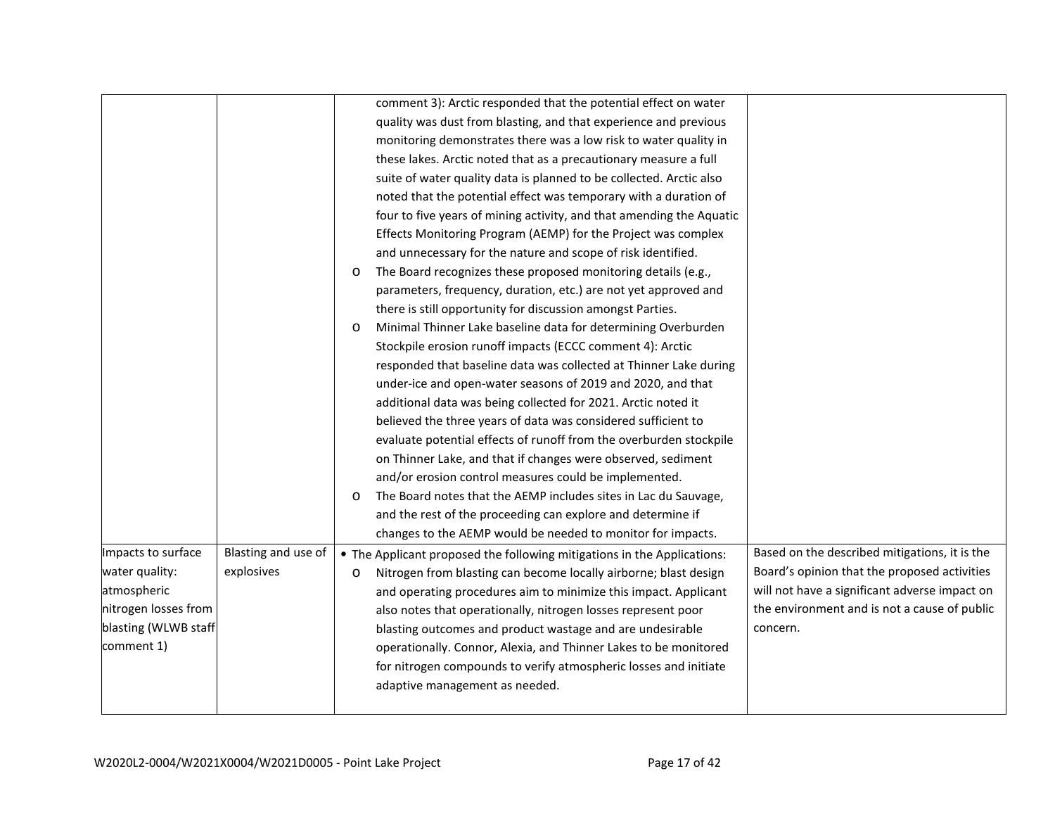| | | | |
|---|---|---|---|
| | | comment 3): Arctic responded that the potential effect on water quality was dust from blasting, and that experience and previous monitoring demonstrates there was a low risk to water quality in these lakes. Arctic noted that as a precautionary measure a full suite of water quality data is planned to be collected. Arctic also noted that the potential effect was temporary with a duration of four to five years of mining activity, and that amending the Aquatic Effects Monitoring Program (AEMP) for the Project was complex and unnecessary for the nature and scope of risk identified.<br>o The Board recognizes these proposed monitoring details (e.g., parameters, frequency, duration, etc.) are not yet approved and there is still opportunity for discussion amongst Parties.<br>o Minimal Thinner Lake baseline data for determining Overburden Stockpile erosion runoff impacts (ECCC comment 4): Arctic responded that baseline data was collected at Thinner Lake during under-ice and open-water seasons of 2019 and 2020, and that additional data was being collected for 2021. Arctic noted it believed the three years of data was considered sufficient to evaluate potential effects of runoff from the overburden stockpile on Thinner Lake, and that if changes were observed, sediment and/or erosion control measures could be implemented.<br>o The Board notes that the AEMP includes sites in Lac du Sauvage, and the rest of the proceeding can explore and determine if changes to the AEMP would be needed to monitor for impacts. | |
| Impacts to surface water quality: atmospheric nitrogen losses from blasting (WLWB staff comment 1) | Blasting and use of explosives | • The Applicant proposed the following mitigations in the Applications:<br>o Nitrogen from blasting can become locally airborne; blast design and operating procedures aim to minimize this impact. Applicant also notes that operationally, nitrogen losses represent poor blasting outcomes and product wastage and are undesirable operationally. Connor, Alexia, and Thinner Lakes to be monitored for nitrogen compounds to verify atmospheric losses and initiate adaptive management as needed. | Based on the described mitigations, it is the Board's opinion that the proposed activities will not have a significant adverse impact on the environment and is not a cause of public concern. |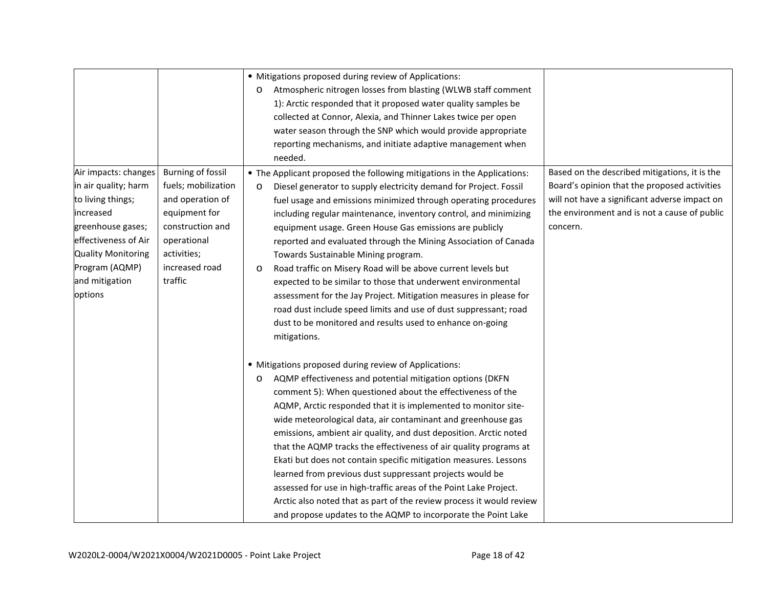| | | | |
|---|---|---|---|
| | | • Mitigations proposed during review of Applications:<br>o Atmospheric nitrogen losses from blasting (WLWB staff comment 1): Arctic responded that it proposed water quality samples be collected at Connor, Alexia, and Thinner Lakes twice per open water season through the SNP which would provide appropriate reporting mechanisms, and initiate adaptive management when needed. | |
| Air impacts: changes in air quality; harm to living things; increased greenhouse gases; effectiveness of Air Quality Monitoring Program (AQMP) and mitigation options | Burning of fossil fuels; mobilization and operation of equipment for construction and operational activities; increased road traffic | • The Applicant proposed the following mitigations in the Applications:<br>o Diesel generator to supply electricity demand for Project. Fossil fuel usage and emissions minimized through operating procedures including regular maintenance, inventory control, and minimizing equipment usage. Green House Gas emissions are publicly reported and evaluated through the Mining Association of Canada Towards Sustainable Mining program.<br>o Road traffic on Misery Road will be above current levels but expected to be similar to those that underwent environmental assessment for the Jay Project. Mitigation measures in please for road dust include speed limits and use of dust suppressant; road dust to be monitored and results used to enhance on-going mitigations.<br><br>• Mitigations proposed during review of Applications:<br>o AQMP effectiveness and potential mitigation options (DKFN comment 5): When questioned about the effectiveness of the AQMP, Arctic responded that it is implemented to monitor site-wide meteorological data, air contaminant and greenhouse gas emissions, ambient air quality, and dust deposition. Arctic noted that the AQMP tracks the effectiveness of air quality programs at Ekati but does not contain specific mitigation measures. Lessons learned from previous dust suppressant projects would be assessed for use in high-traffic areas of the Point Lake Project. Arctic also noted that as part of the review process it would review and propose updates to the AQMP to incorporate the Point Lake | Based on the described mitigations, it is the Board's opinion that the proposed activities will not have a significant adverse impact on the environment and is not a cause of public concern. |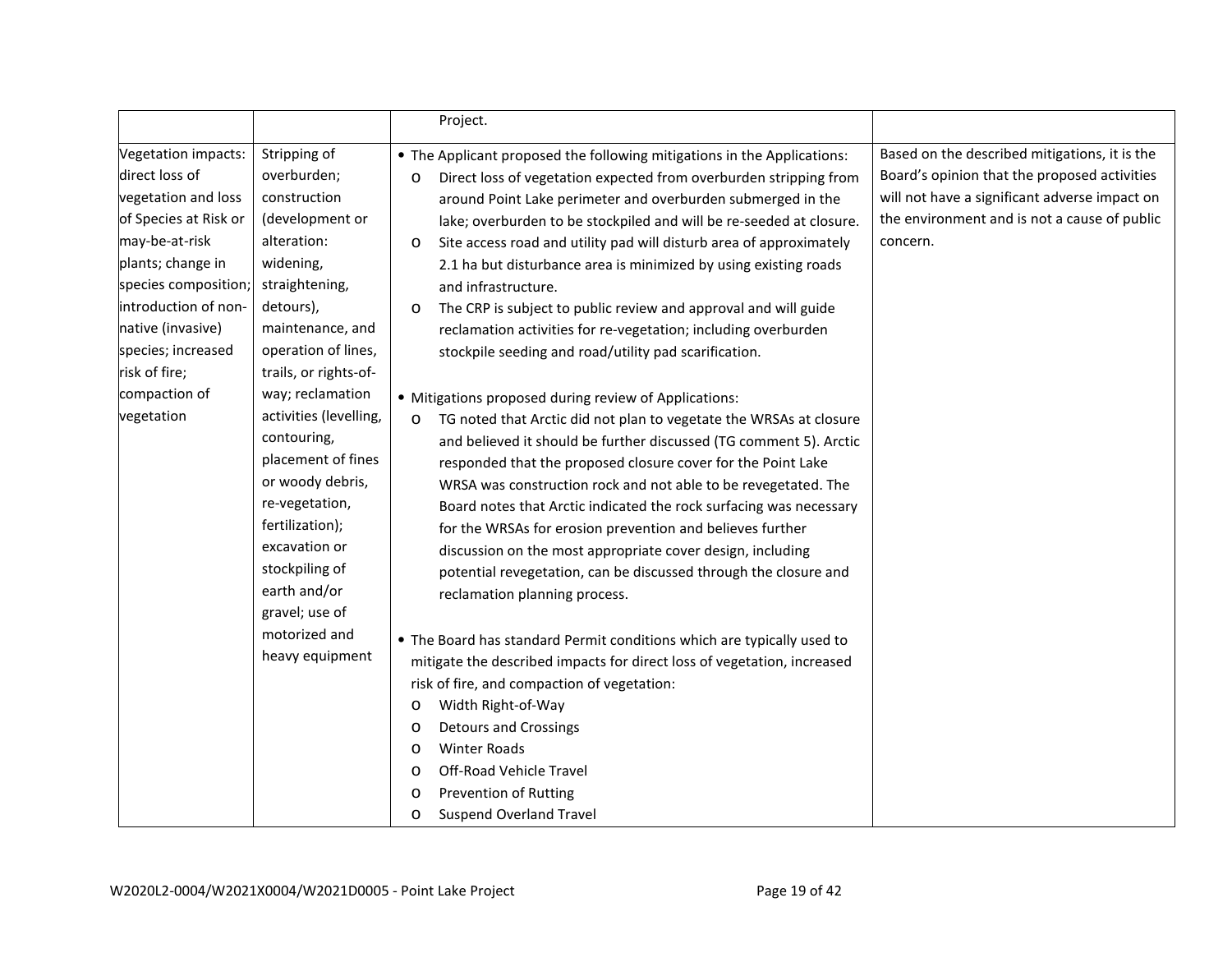| | | Project. | |
|---|---|---|---|
| Vegetation impacts: direct loss of vegetation and loss of Species at Risk or may-be-at-risk plants; change in species composition; introduction of non-native (invasive) species; increased risk of fire; compaction of vegetation | Stripping of overburden; construction (development or alteration: widening, straightening, detours), maintenance, and operation of lines, trails, or rights-of-way; reclamation activities (levelling, contouring, placement of fines or woody debris, re-vegetation, fertilization); excavation or stockpiling of earth and/or gravel; use of motorized and heavy equipment | • The Applicant proposed the following mitigations in the Applications:<br>o Direct loss of vegetation expected from overburden stripping from around Point Lake perimeter and overburden submerged in the lake; overburden to be stockpiled and will be re-seeded at closure.<br>o Site access road and utility pad will disturb area of approximately 2.1 ha but disturbance area is minimized by using existing roads and infrastructure.<br>o The CRP is subject to public review and approval and will guide reclamation activities for re-vegetation; including overburden stockpile seeding and road/utility pad scarification.<br><br>• Mitigations proposed during review of Applications:<br>o TG noted that Arctic did not plan to vegetate the WRSAs at closure and believed it should be further discussed (TG comment 5). Arctic responded that the proposed closure cover for the Point Lake WRSA was construction rock and not able to be revegetated. The Board notes that Arctic indicated the rock surfacing was necessary for the WRSAs for erosion prevention and believes further discussion on the most appropriate cover design, including potential revegetation, can be discussed through the closure and reclamation planning process.<br><br>• The Board has standard Permit conditions which are typically used to mitigate the described impacts for direct loss of vegetation, increased risk of fire, and compaction of vegetation:<br>o Width Right-of-Way<br>o Detours and Crossings<br>o Winter Roads<br>o Off-Road Vehicle Travel<br>o Prevention of Rutting<br>o Suspend Overland Travel | Based on the described mitigations, it is the Board's opinion that the proposed activities will not have a significant adverse impact on the environment and is not a cause of public concern. |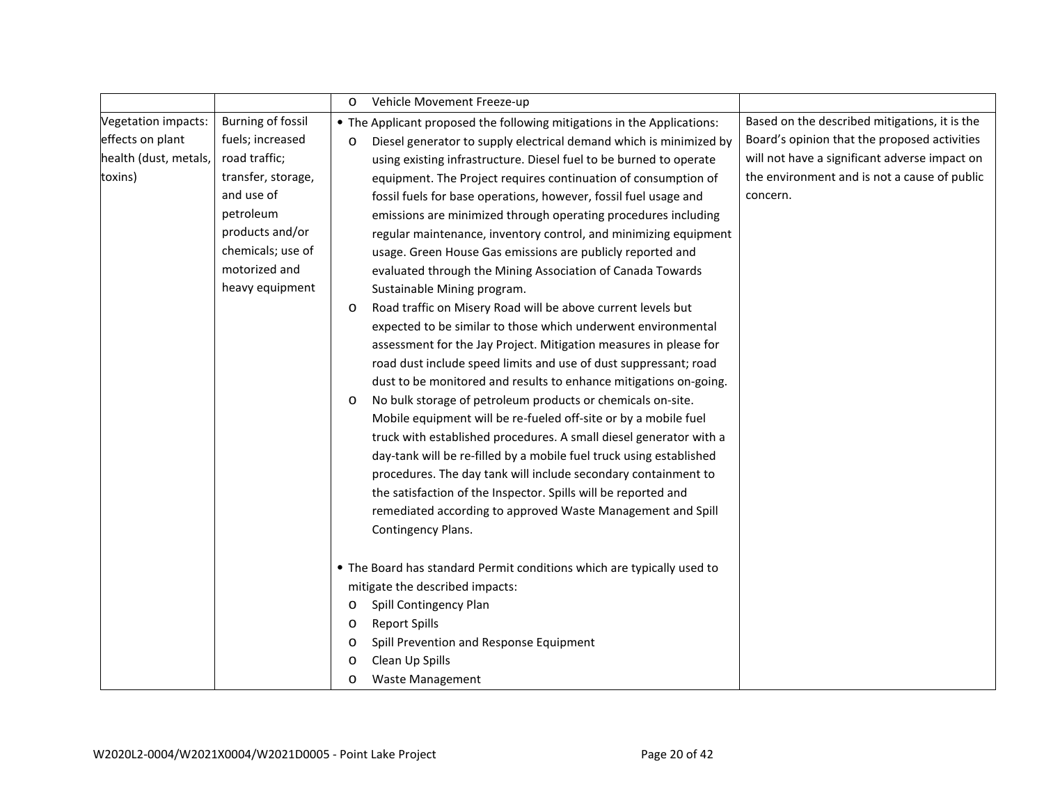| | | | |
|---|---|---|---|
| | | o Vehicle Movement Freeze-up | |
| Vegetation impacts: effects on plant health (dust, metals, toxins) | Burning of fossil fuels; increased road traffic; transfer, storage, and use of petroleum products and/or chemicals; use of motorized and heavy equipment | • The Applicant proposed the following mitigations in the Applications:<br>o Diesel generator to supply electrical demand which is minimized by using existing infrastructure. Diesel fuel to be burned to operate equipment. The Project requires continuation of consumption of fossil fuels for base operations, however, fossil fuel usage and emissions are minimized through operating procedures including regular maintenance, inventory control, and minimizing equipment usage. Green House Gas emissions are publicly reported and evaluated through the Mining Association of Canada Towards Sustainable Mining program.<br>o Road traffic on Misery Road will be above current levels but expected to be similar to those which underwent environmental assessment for the Jay Project. Mitigation measures in please for road dust include speed limits and use of dust suppressant; road dust to be monitored and results to enhance mitigations on-going.<br>o No bulk storage of petroleum products or chemicals on-site. Mobile equipment will be re-fueled off-site or by a mobile fuel truck with established procedures. A small diesel generator with a day-tank will be re-filled by a mobile fuel truck using established procedures. The day tank will include secondary containment to the satisfaction of the Inspector. Spills will be reported and remediated according to approved Waste Management and Spill Contingency Plans.<br><br>• The Board has standard Permit conditions which are typically used to mitigate the described impacts:<br>o Spill Contingency Plan<br>o Report Spills<br>o Spill Prevention and Response Equipment<br>o Clean Up Spills<br>o Waste Management | Based on the described mitigations, it is the Board's opinion that the proposed activities will not have a significant adverse impact on the environment and is not a cause of public concern. |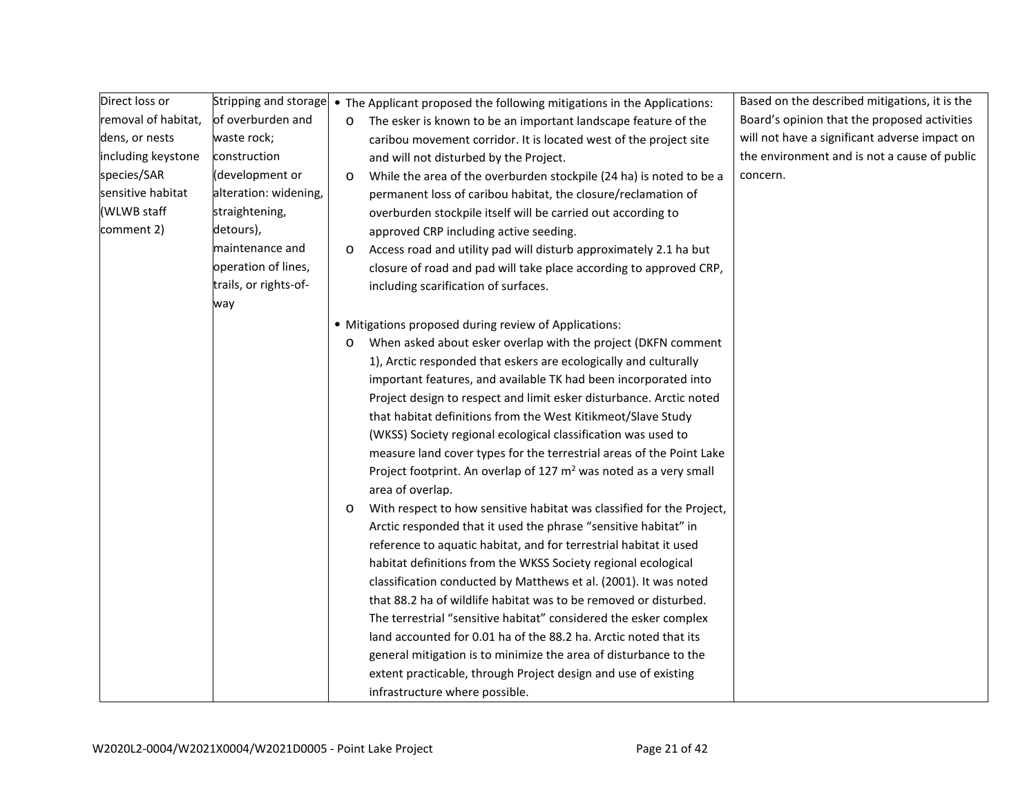| | | | |
|---|---|---|---|
| Direct loss or removal of habitat, dens, or nests including keystone species/SAR sensitive habitat (WLWB staff comment 2) | Stripping and storage of overburden and waste rock; construction (development or alteration: widening, straightening, detours), maintenance and operation of lines, trails, or rights-of-way | • The Applicant proposed the following mitigations in the Applications:<br>o The esker is known to be an important landscape feature of the caribou movement corridor. It is located west of the project site and will not disturbed by the Project.<br>o While the area of the overburden stockpile (24 ha) is noted to be a permanent loss of caribou habitat, the closure/reclamation of overburden stockpile itself will be carried out according to approved CRP including active seeding.<br>o Access road and utility pad will disturb approximately 2.1 ha but closure of road and pad will take place according to approved CRP, including scarification of surfaces.<br><br>• Mitigations proposed during review of Applications:<br>o When asked about esker overlap with the project (DKFN comment 1), Arctic responded that eskers are ecologically and culturally important features, and available TK had been incorporated into Project design to respect and limit esker disturbance. Arctic noted that habitat definitions from the West Kitikmeot/Slave Study (WKSS) Society regional ecological classification was used to measure land cover types for the terrestrial areas of the Point Lake Project footprint. An overlap of 127 $m^2$ was noted as a very small area of overlap.<br>o With respect to how sensitive habitat was classified for the Project, Arctic responded that it used the phrase "sensitive habitat" in reference to aquatic habitat, and for terrestrial habitat it used habitat definitions from the WKSS Society regional ecological classification conducted by Matthews et al. (2001). It was noted that 88.2 ha of wildlife habitat was to be removed or disturbed. The terrestrial "sensitive habitat" considered the esker complex land accounted for 0.01 ha of the 88.2 ha. Arctic noted that its general mitigation is to minimize the area of disturbance to the extent practicable, through Project design and use of existing infrastructure where possible. | Based on the described mitigations, it is the Board's opinion that the proposed activities will not have a significant adverse impact on the environment and is not a cause of public concern. |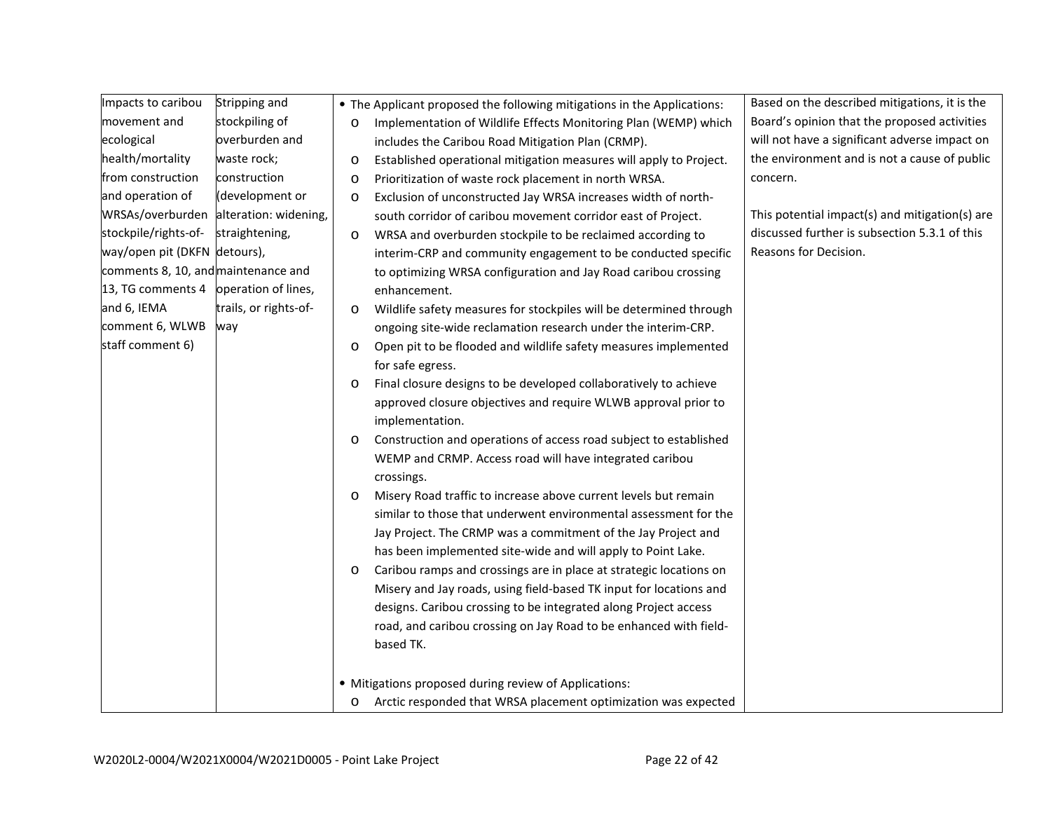| | | | |
|---|---|---|---|
| Impacts to caribou movement and ecological health/mortality from construction and operation of WRSAs/overburden stockpile/rights-of-way/open pit (DKFN comments 8, 10, and 13, TG comments 4 and 6, IEMA comment 6, WLWB staff comment 6) | Stripping and stockpiling of overburden and waste rock; construction (development or alteration: widening, straightening, detours), maintenance and operation of lines, trails, or rights-of-way | • The Applicant proposed the following mitigations in the Applications:<br>o Implementation of Wildlife Effects Monitoring Plan (WEMP) which includes the Caribou Road Mitigation Plan (CRMP).<br>o Established operational mitigation measures will apply to Project.<br>o Prioritization of waste rock placement in north WRSA.<br>o Exclusion of unconstructed Jay WRSA increases width of north-south corridor of caribou movement corridor east of Project.<br>o WRSA and overburden stockpile to be reclaimed according to interim-CRP and community engagement to be conducted specific to optimizing WRSA configuration and Jay Road caribou crossing enhancement.<br>o Wildlife safety measures for stockpiles will be determined through ongoing site-wide reclamation research under the interim-CRP.<br>o Open pit to be flooded and wildlife safety measures implemented for safe egress.<br>o Final closure designs to be developed collaboratively to achieve approved closure objectives and require WLWB approval prior to implementation.<br>o Construction and operations of access road subject to established WEMP and CRMP. Access road will have integrated caribou crossings.<br>o Misery Road traffic to increase above current levels but remain similar to those that underwent environmental assessment for the Jay Project. The CRMP was a commitment of the Jay Project and has been implemented site-wide and will apply to Point Lake.<br>o Caribou ramps and crossings are in place at strategic locations on Misery and Jay roads, using field-based TK input for locations and designs. Caribou crossing to be integrated along Project access road, and caribou crossing on Jay Road to be enhanced with field-based TK.<br><br>• Mitigations proposed during review of Applications:<br>o Arctic responded that WRSA placement optimization was expected | Based on the described mitigations, it is the Board's opinion that the proposed activities will not have a significant adverse impact on the environment and is not a cause of public concern.<br><br>This potential impact(s) and mitigation(s) are discussed further is subsection 5.3.1 of this Reasons for Decision. |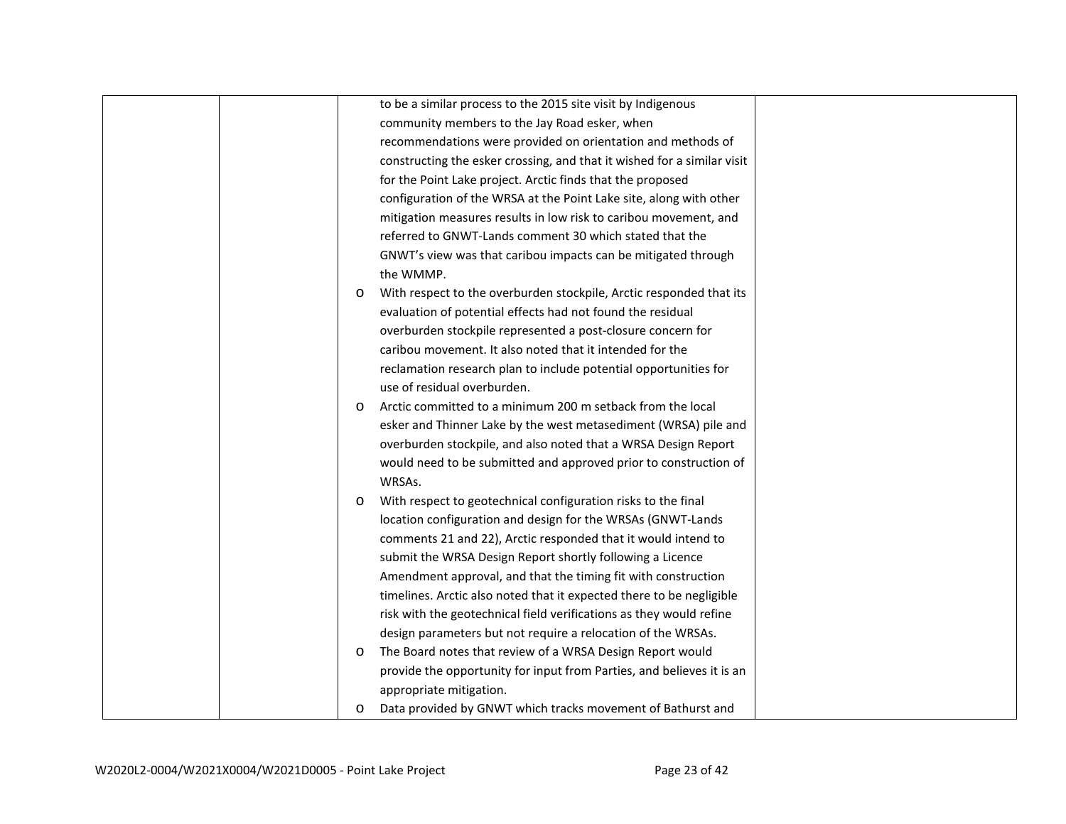| | | to be a similar process to the 2015 site visit by Indigenous community members to the Jay Road esker, when recommendations were provided on orientation and methods of constructing the esker crossing, and that it wished for a similar visit for the Point Lake project. Arctic finds that the proposed configuration of the WRSA at the Point Lake site, along with other mitigation measures results in low risk to caribou movement, and referred to GNWT-Lands comment 30 which stated that the GNWT's view was that caribou impacts can be mitigated through the WMMP.<br>o With respect to the overburden stockpile, Arctic responded that its evaluation of potential effects had not found the residual overburden stockpile represented a post-closure concern for caribou movement. It also noted that it intended for the reclamation research plan to include potential opportunities for use of residual overburden.<br>o Arctic committed to a minimum 200 m setback from the local esker and Thinner Lake by the west metasediment (WRSA) pile and overburden stockpile, and also noted that a WRSA Design Report would need to be submitted and approved prior to construction of WRSAs.<br>o With respect to geotechnical configuration risks to the final location configuration and design for the WRSAs (GNWT-Lands comments 21 and 22), Arctic responded that it would intend to submit the WRSA Design Report shortly following a Licence Amendment approval, and that the timing fit with construction timelines. Arctic also noted that it expected there to be negligible risk with the geotechnical field verifications as they would refine design parameters but not require a relocation of the WRSAs.<br>o The Board notes that review of a WRSA Design Report would provide the opportunity for input from Parties, and believes it is an appropriate mitigation.<br>o Data provided by GNWT which tracks movement of Bathurst and | |
|---|---|---|---|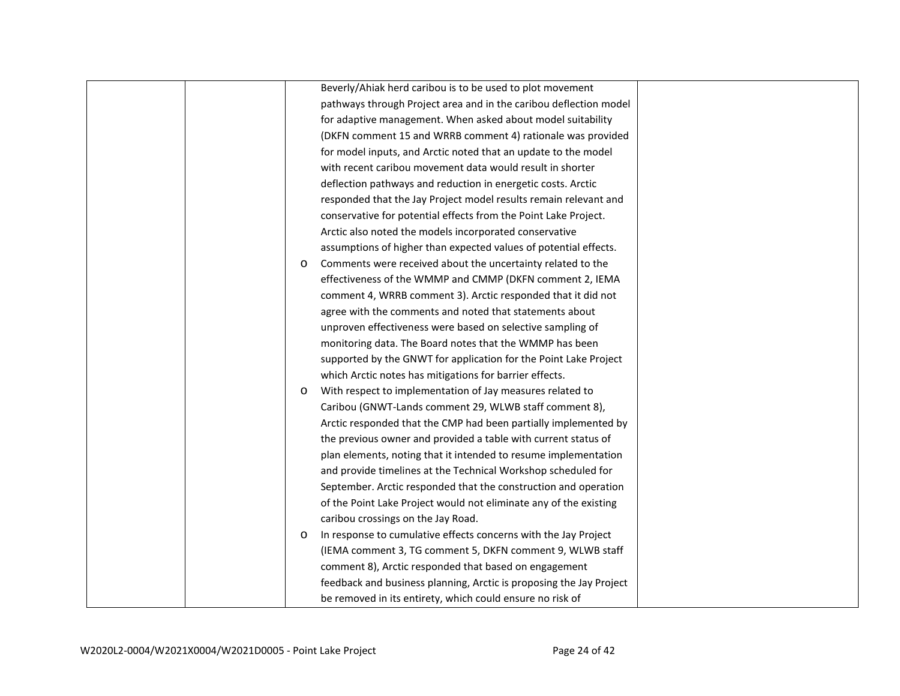| | | Beverly/Ahiak herd caribou is to be used to plot movement pathways through Project area and in the caribou deflection model for adaptive management. When asked about model suitability (DKFN comment 15 and WRRB comment 4) rationale was provided for model inputs, and Arctic noted that an update to the model with recent caribou movement data would result in shorter deflection pathways and reduction in energetic costs. Arctic responded that the Jay Project model results remain relevant and conservative for potential effects from the Point Lake Project. Arctic also noted the models incorporated conservative assumptions of higher than expected values of potential effects.<br>o Comments were received about the uncertainty related to the effectiveness of the WMMP and CMMP (DKFN comment 2, IEMA comment 4, WRRB comment 3). Arctic responded that it did not agree with the comments and noted that statements about unproven effectiveness were based on selective sampling of monitoring data. The Board notes that the WMMP has been supported by the GNWT for application for the Point Lake Project which Arctic notes has mitigations for barrier effects.<br>o With respect to implementation of Jay measures related to Caribou (GNWT-Lands comment 29, WLWB staff comment 8), Arctic responded that the CMP had been partially implemented by the previous owner and provided a table with current status of plan elements, noting that it intended to resume implementation and provide timelines at the Technical Workshop scheduled for September. Arctic responded that the construction and operation of the Point Lake Project would not eliminate any of the existing caribou crossings on the Jay Road.<br>o In response to cumulative effects concerns with the Jay Project (IEMA comment 3, TG comment 5, DKFN comment 9, WLWB staff comment 8), Arctic responded that based on engagement feedback and business planning, Arctic is proposing the Jay Project be removed in its entirety, which could ensure no risk of | |
|---|---|---|---|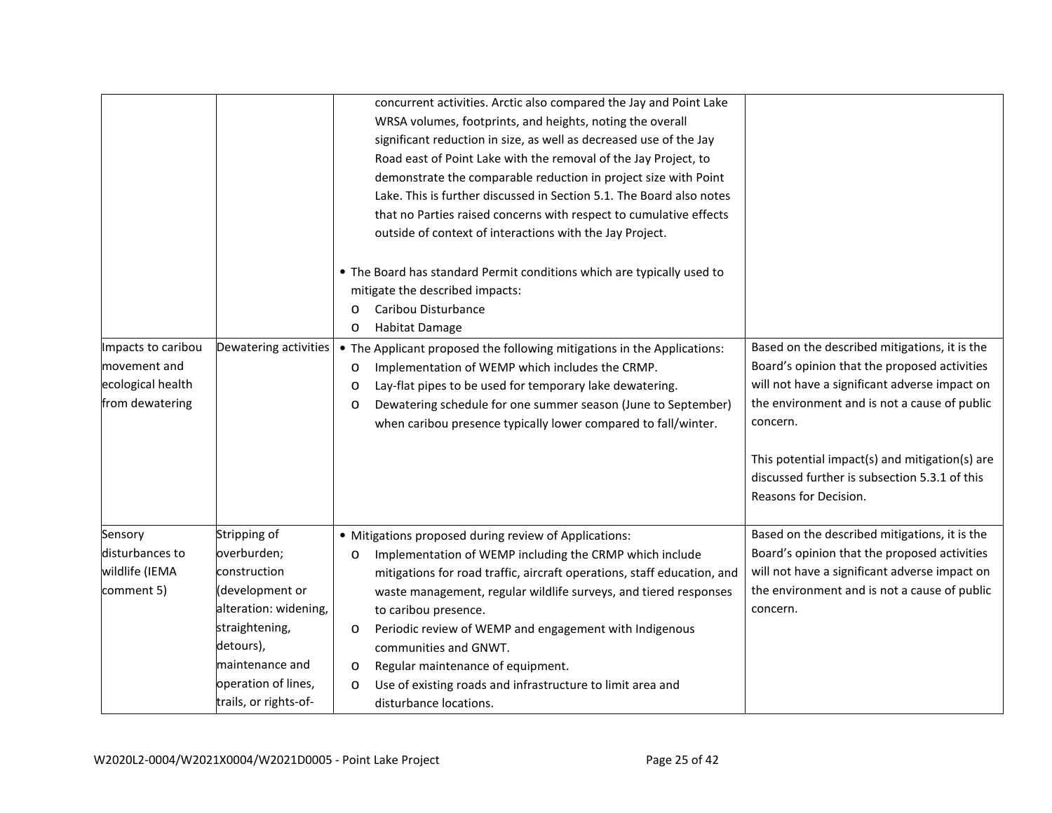| | | | |
|---|---|---|---|
| | | concurrent activities. Arctic also compared the Jay and Point Lake WRSA volumes, footprints, and heights, noting the overall significant reduction in size, as well as decreased use of the Jay Road east of Point Lake with the removal of the Jay Project, to demonstrate the comparable reduction in project size with Point Lake. This is further discussed in Section 5.1. The Board also notes that no Parties raised concerns with respect to cumulative effects outside of context of interactions with the Jay Project.<br><br>• The Board has standard Permit conditions which are typically used to mitigate the described impacts:<br>o Caribou Disturbance<br>o Habitat Damage | |
| Impacts to caribou movement and ecological health from dewatering | Dewatering activities | • The Applicant proposed the following mitigations in the Applications:<br>o Implementation of WEMP which includes the CRMP.<br>o Lay-flat pipes to be used for temporary lake dewatering.<br>o Dewatering schedule for one summer season (June to September) when caribou presence typically lower compared to fall/winter. | Based on the described mitigations, it is the Board's opinion that the proposed activities will not have a significant adverse impact on the environment and is not a cause of public concern.<br><br>This potential impact(s) and mitigation(s) are discussed further is subsection 5.3.1 of this Reasons for Decision. |
| Sensory disturbances to wildlife (IEMA comment 5) | Stripping of overburden; construction (development or alteration: widening, straightening, detours), maintenance and operation of lines, trails, or rights-of- | • Mitigations proposed during review of Applications:<br>o Implementation of WEMP including the CRMP which include mitigations for road traffic, aircraft operations, staff education, and waste management, regular wildlife surveys, and tiered responses to caribou presence.<br>o Periodic review of WEMP and engagement with Indigenous communities and GNWT.<br>o Regular maintenance of equipment.<br>o Use of existing roads and infrastructure to limit area and disturbance locations. | Based on the described mitigations, it is the Board's opinion that the proposed activities will not have a significant adverse impact on the environment and is not a cause of public concern. |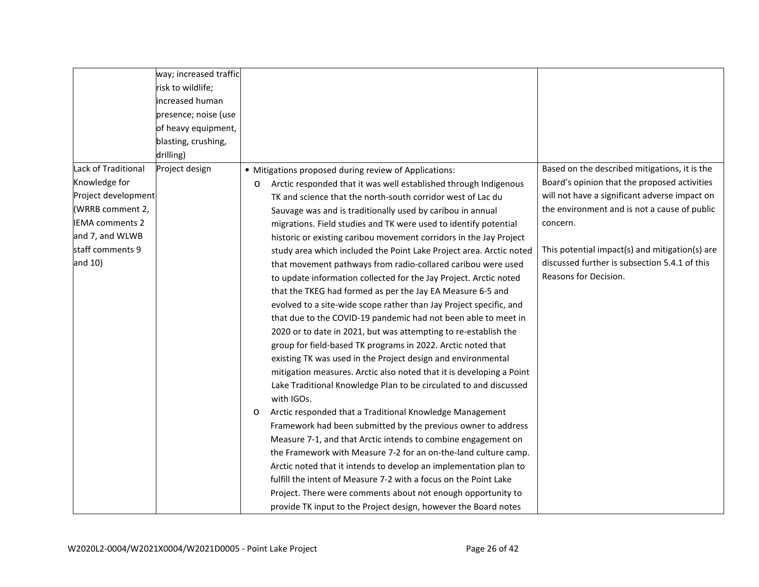| | | | |
|---|---|---|---|
| | way; increased traffic risk to wildlife; increased human presence; noise (use of heavy equipment, blasting, crushing, drilling) | | |
| Lack of Traditional Knowledge for Project development (WRRB comment 2, IEMA comments 2 and 7, and WLWB staff comments 9 and 10) | Project design | • Mitigations proposed during review of Applications:<br>o Arctic responded that it was well established through Indigenous TK and science that the north-south corridor west of Lac du Sauvage was and is traditionally used by caribou in annual migrations. Field studies and TK were used to identify potential historic or existing caribou movement corridors in the Jay Project study area which included the Point Lake Project area. Arctic noted that movement pathways from radio-collared caribou were used to update information collected for the Jay Project. Arctic noted that the TKEG had formed as per the Jay EA Measure 6-5 and evolved to a site-wide scope rather than Jay Project specific, and that due to the COVID-19 pandemic had not been able to meet in 2020 or to date in 2021, but was attempting to re-establish the group for field-based TK programs in 2022. Arctic noted that existing TK was used in the Project design and environmental mitigation measures. Arctic also noted that it is developing a Point Lake Traditional Knowledge Plan to be circulated to and discussed with IGOs.<br>o Arctic responded that a Traditional Knowledge Management Framework had been submitted by the previous owner to address Measure 7-1, and that Arctic intends to combine engagement on the Framework with Measure 7-2 for an on-the-land culture camp. Arctic noted that it intends to develop an implementation plan to fulfill the intent of Measure 7-2 with a focus on the Point Lake Project. There were comments about not enough opportunity to provide TK input to the Project design, however the Board notes | Based on the described mitigations, it is the Board's opinion that the proposed activities will not have a significant adverse impact on the environment and is not a cause of public concern.<br><br>This potential impact(s) and mitigation(s) are discussed further is subsection 5.4.1 of this Reasons for Decision. |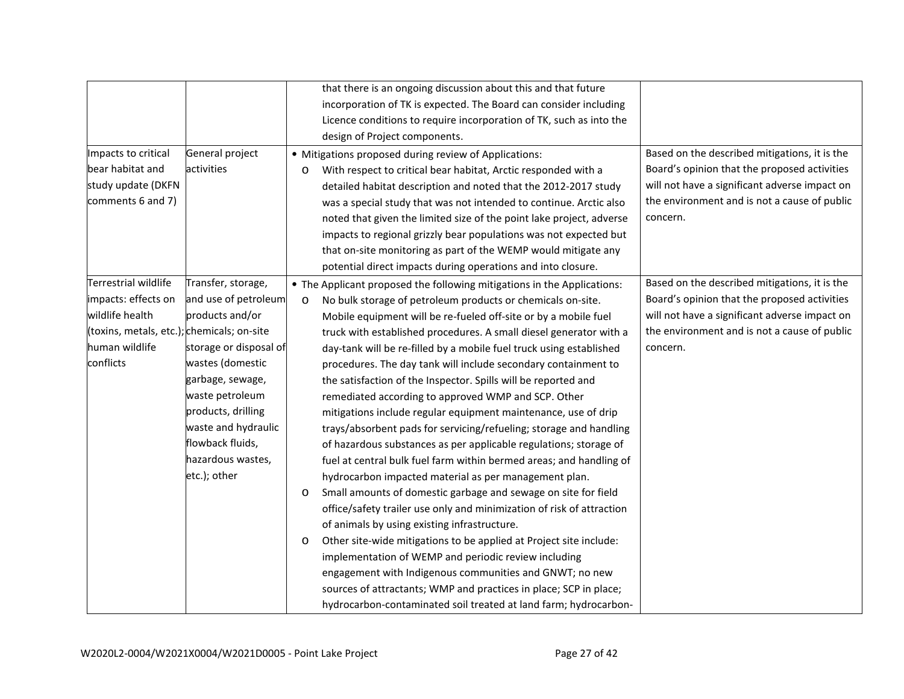| | | | |
|---|---|---|---|
| | | that there is an ongoing discussion about this and that future incorporation of TK is expected. The Board can consider including Licence conditions to require incorporation of TK, such as into the design of Project components. | |
| Impacts to critical bear habitat and study update (DKFN comments 6 and 7) | General project activities | • Mitigations proposed during review of Applications:<br>o With respect to critical bear habitat, Arctic responded with a detailed habitat description and noted that the 2012-2017 study was a special study that was not intended to continue. Arctic also noted that given the limited size of the point lake project, adverse impacts to regional grizzly bear populations was not expected but that on-site monitoring as part of the WEMP would mitigate any potential direct impacts during operations and into closure. | Based on the described mitigations, it is the Board's opinion that the proposed activities will not have a significant adverse impact on the environment and is not a cause of public concern. |
| Terrestrial wildlife impacts: effects on wildlife health (toxins, metals, etc.); human wildlife conflicts | Transfer, storage, and use of petroleum products and/or chemicals; on-site storage or disposal of wastes (domestic garbage, sewage, waste petroleum products, drilling waste and hydraulic flowback fluids, hazardous wastes, etc.); other | • The Applicant proposed the following mitigations in the Applications:<br>o No bulk storage of petroleum products or chemicals on-site. Mobile equipment will be re-fueled off-site or by a mobile fuel truck with established procedures. A small diesel generator with a day-tank will be re-filled by a mobile fuel truck using established procedures. The day tank will include secondary containment to the satisfaction of the Inspector. Spills will be reported and remediated according to approved WMP and SCP. Other mitigations include regular equipment maintenance, use of drip trays/absorbent pads for servicing/refueling; storage and handling of hazardous substances as per applicable regulations; storage of fuel at central bulk fuel farm within bermed areas; and handling of hydrocarbon impacted material as per management plan.<br>o Small amounts of domestic garbage and sewage on site for field office/safety trailer use only and minimization of risk of attraction of animals by using existing infrastructure.<br>o Other site-wide mitigations to be applied at Project site include: implementation of WEMP and periodic review including engagement with Indigenous communities and GNWT; no new sources of attractants; WMP and practices in place; SCP in place; hydrocarbon-contaminated soil treated at land farm; hydrocarbon- | Based on the described mitigations, it is the Board's opinion that the proposed activities will not have a significant adverse impact on the environment and is not a cause of public concern. |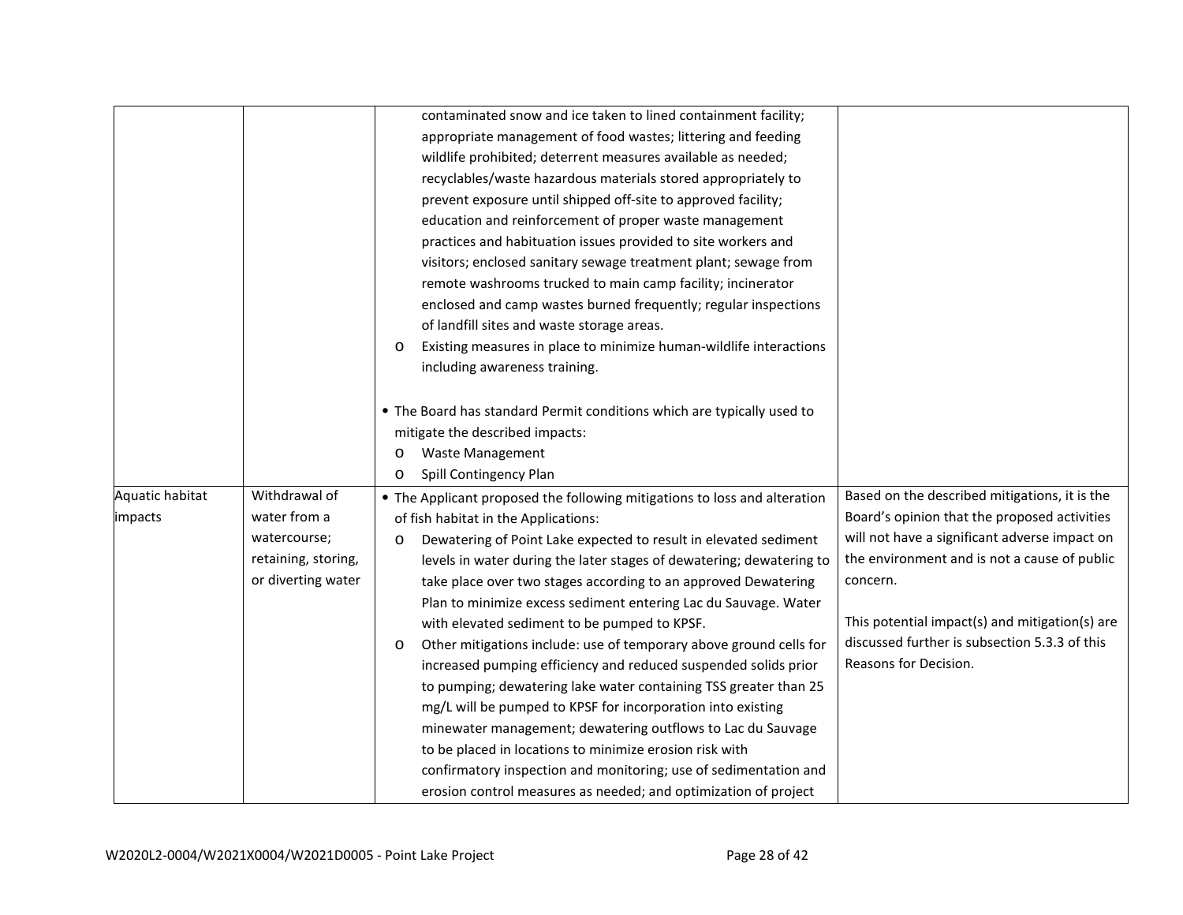| | | | |
|---|---|---|---|
| | | contaminated snow and ice taken to lined containment facility; appropriate management of food wastes; littering and feeding wildlife prohibited; deterrent measures available as needed; recyclables/waste hazardous materials stored appropriately to prevent exposure until shipped off-site to approved facility; education and reinforcement of proper waste management practices and habituation issues provided to site workers and visitors; enclosed sanitary sewage treatment plant; sewage from remote washrooms trucked to main camp facility; incinerator enclosed and camp wastes burned frequently; regular inspections of landfill sites and waste storage areas.<br>o Existing measures in place to minimize human-wildlife interactions including awareness training.<br><br>• The Board has standard Permit conditions which are typically used to mitigate the described impacts:<br>o Waste Management<br>o Spill Contingency Plan | |
| Aquatic habitat impacts | Withdrawal of water from a watercourse; retaining, storing, or diverting water | • The Applicant proposed the following mitigations to loss and alteration of fish habitat in the Applications:<br>o Dewatering of Point Lake expected to result in elevated sediment levels in water during the later stages of dewatering; dewatering to take place over two stages according to an approved Dewatering Plan to minimize excess sediment entering Lac du Sauvage. Water with elevated sediment to be pumped to KPSF.<br>o Other mitigations include: use of temporary above ground cells for increased pumping efficiency and reduced suspended solids prior to pumping; dewatering lake water containing TSS greater than 25 mg/L will be pumped to KPSF for incorporation into existing minewater management; dewatering outflows to Lac du Sauvage to be placed in locations to minimize erosion risk with confirmatory inspection and monitoring; use of sedimentation and erosion control measures as needed; and optimization of project | Based on the described mitigations, it is the Board's opinion that the proposed activities will not have a significant adverse impact on the environment and is not a cause of public concern.<br><br>This potential impact(s) and mitigation(s) are discussed further is subsection 5.3.3 of this Reasons for Decision. |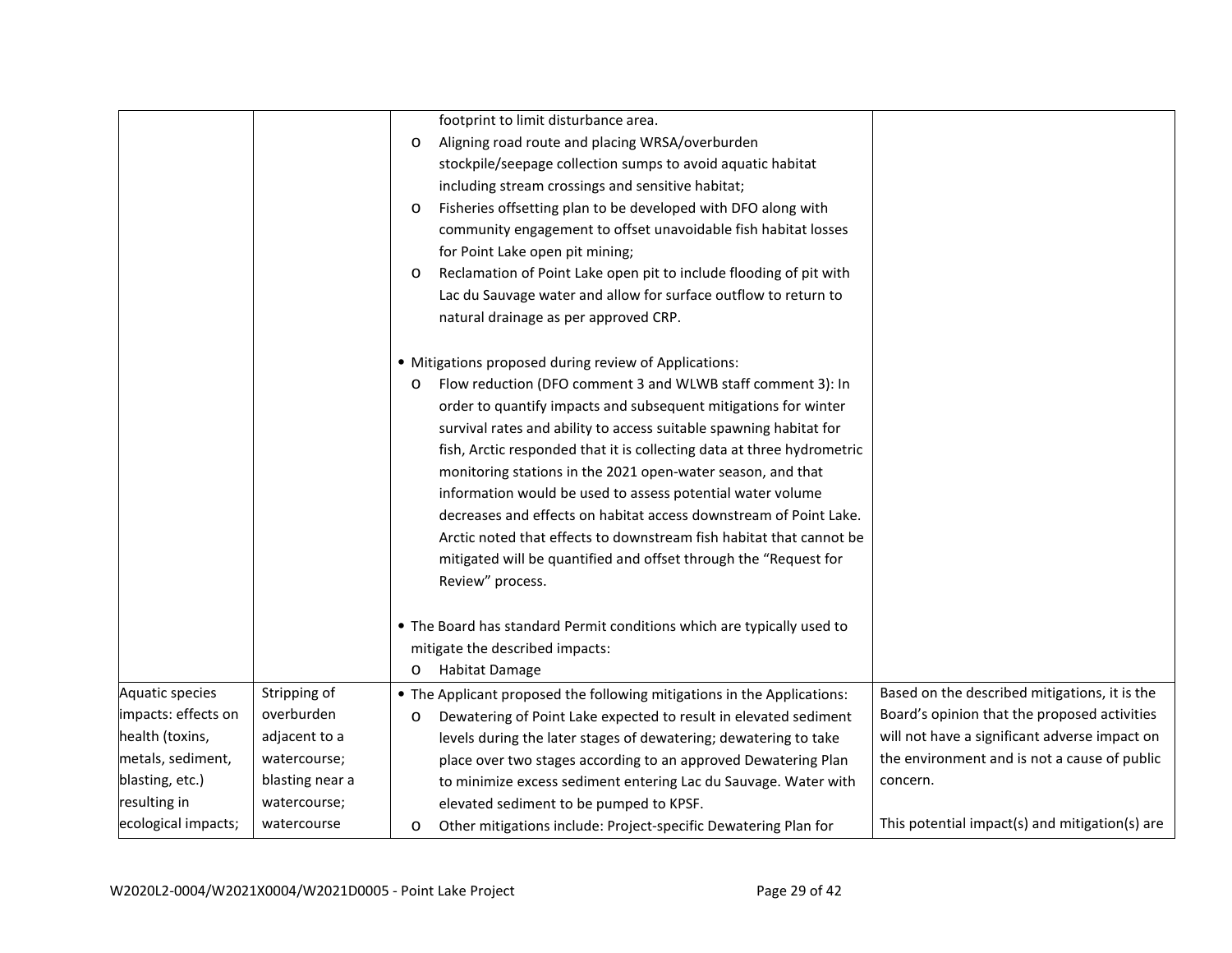| | | footprint to limit disturbance area.<br>o Aligning road route and placing WRSA/overburden stockpile/seepage collection sumps to avoid aquatic habitat including stream crossings and sensitive habitat;<br>o Fisheries offsetting plan to be developed with DFO along with community engagement to offset unavoidable fish habitat losses for Point Lake open pit mining;<br>o Reclamation of Point Lake open pit to include flooding of pit with Lac du Sauvage water and allow for surface outflow to return to natural drainage as per approved CRP.<br><br>• Mitigations proposed during review of Applications:<br>o Flow reduction (DFO comment 3 and WLWB staff comment 3): In order to quantify impacts and subsequent mitigations for winter survival rates and ability to access suitable spawning habitat for fish, Arctic responded that it is collecting data at three hydrometric monitoring stations in the 2021 open-water season, and that information would be used to assess potential water volume decreases and effects on habitat access downstream of Point Lake. Arctic noted that effects to downstream fish habitat that cannot be mitigated will be quantified and offset through the "Request for Review" process.<br><br>• The Board has standard Permit conditions which are typically used to mitigate the described impacts:<br>o Habitat Damage | |
|---|---|---|---|
| Aquatic species impacts: effects on health (toxins, metals, sediment, blasting, etc.) resulting in ecological impacts; | Stripping of overburden adjacent to a watercourse; blasting near a watercourse; watercourse | • The Applicant proposed the following mitigations in the Applications:<br>o Dewatering of Point Lake expected to result in elevated sediment levels during the later stages of dewatering; dewatering to take place over two stages according to an approved Dewatering Plan to minimize excess sediment entering Lac du Sauvage. Water with elevated sediment to be pumped to KPSF.<br>o Other mitigations include: Project-specific Dewatering Plan for | Based on the described mitigations, it is the Board's opinion that the proposed activities will not have a significant adverse impact on the environment and is not a cause of public concern.<br><br>This potential impact(s) and mitigation(s) are |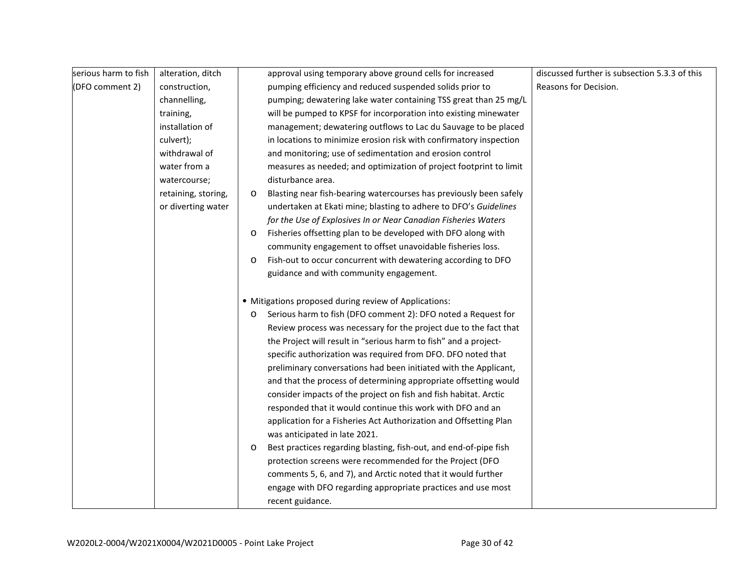| | | | |
|---|---|---|---|
| serious harm to fish (DFO comment 2) | alteration, ditch construction, channelling, training, installation of culvert); withdrawal of water from a watercourse; retaining, storing, or diverting water | approval using temporary above ground cells for increased pumping efficiency and reduced suspended solids prior to pumping; dewatering lake water containing TSS great than 25 mg/L will be pumped to KPSF for incorporation into existing minewater management; dewatering outflows to Lac du Sauvage to be placed in locations to minimize erosion risk with confirmatory inspection and monitoring; use of sedimentation and erosion control measures as needed; and optimization of project footprint to limit disturbance area.<br>o Blasting near fish-bearing watercourses has previously been safely undertaken at Ekati mine; blasting to adhere to DFO's *Guidelines for the Use of Explosives In or Near Canadian Fisheries Waters*<br>o Fisheries offsetting plan to be developed with DFO along with community engagement to offset unavoidable fisheries loss.<br>o Fish-out to occur concurrent with dewatering according to DFO guidance and with community engagement.<br><br>• Mitigations proposed during review of Applications:<br>o Serious harm to fish (DFO comment 2): DFO noted a Request for Review process was necessary for the project due to the fact that the Project will result in "serious harm to fish" and a project-specific authorization was required from DFO. DFO noted that preliminary conversations had been initiated with the Applicant, and that the process of determining appropriate offsetting would consider impacts of the project on fish and fish habitat. Arctic responded that it would continue this work with DFO and an application for a Fisheries Act Authorization and Offsetting Plan was anticipated in late 2021.<br>o Best practices regarding blasting, fish-out, and end-of-pipe fish protection screens were recommended for the Project (DFO comments 5, 6, and 7), and Arctic noted that it would further engage with DFO regarding appropriate practices and use most recent guidance. | discussed further is subsection 5.3.3 of this Reasons for Decision. |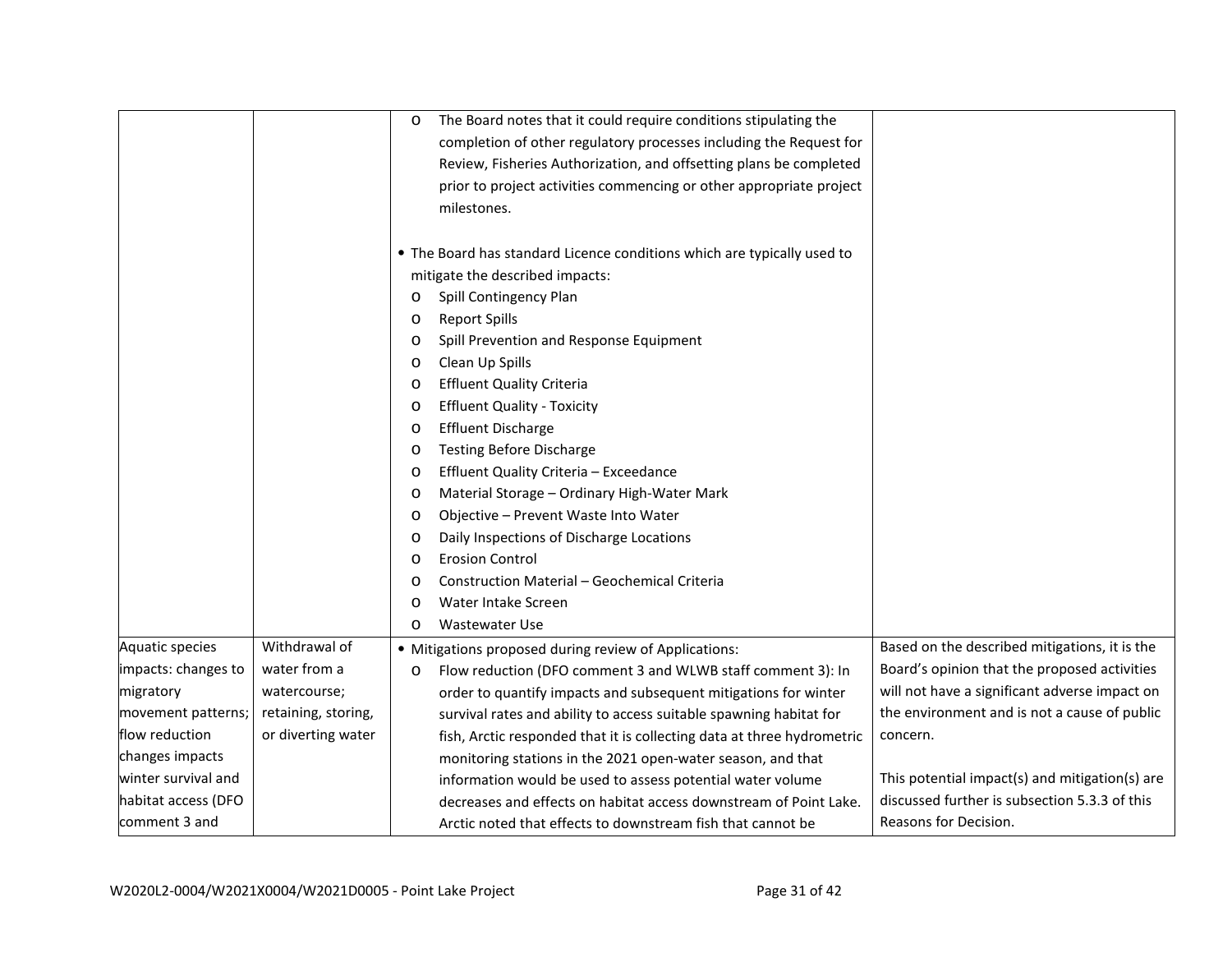| | | | |
|---|---|---|---|
| | | o The Board notes that it could require conditions stipulating the completion of other regulatory processes including the Request for Review, Fisheries Authorization, and offsetting plans be completed prior to project activities commencing or other appropriate project milestones.<br><br>• The Board has standard Licence conditions which are typically used to mitigate the described impacts:<br>o Spill Contingency Plan<br>o Report Spills<br>o Spill Prevention and Response Equipment<br>o Clean Up Spills<br>o Effluent Quality Criteria<br>o Effluent Quality - Toxicity<br>o Effluent Discharge<br>o Testing Before Discharge<br>o Effluent Quality Criteria – Exceedance<br>o Material Storage – Ordinary High-Water Mark<br>o Objective – Prevent Waste Into Water<br>o Daily Inspections of Discharge Locations<br>o Erosion Control<br>o Construction Material – Geochemical Criteria<br>o Water Intake Screen<br>o Wastewater Use | |
| Aquatic species impacts: changes to migratory movement patterns; flow reduction changes impacts winter survival and habitat access (DFO comment 3 and | Withdrawal of water from a watercourse; retaining, storing, or diverting water | • Mitigations proposed during review of Applications:<br>o Flow reduction (DFO comment 3 and WLWB staff comment 3): In order to quantify impacts and subsequent mitigations for winter survival rates and ability to access suitable spawning habitat for fish, Arctic responded that it is collecting data at three hydrometric monitoring stations in the 2021 open-water season, and that information would be used to assess potential water volume decreases and effects on habitat access downstream of Point Lake. Arctic noted that effects to downstream fish that cannot be | Based on the described mitigations, it is the Board's opinion that the proposed activities will not have a significant adverse impact on the environment and is not a cause of public concern.<br><br>This potential impact(s) and mitigation(s) are discussed further is subsection 5.3.3 of this Reasons for Decision. |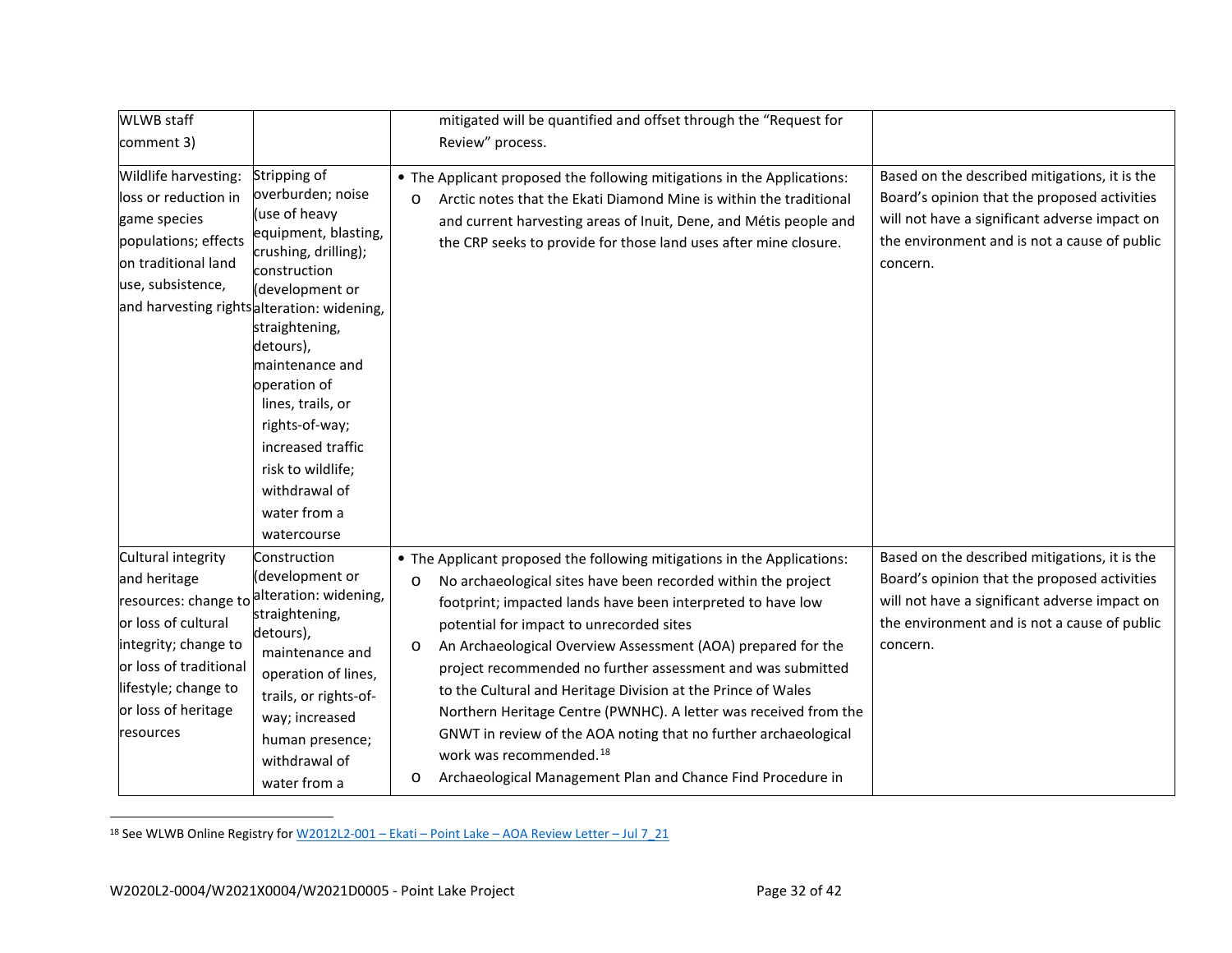| | | | |
|---|---|---|---|
| WLWB staff comment 3) | | mitigated will be quantified and offset through the "Request for Review" process. | |
| Wildlife harvesting: loss or reduction in game species populations; effects on traditional land use, subsistence, and harvesting rights | Stripping of overburden; noise (use of heavy equipment, blasting, crushing, drilling); construction (development or alteration: widening, straightening, detours), maintenance and operation of lines, trails, or rights-of-way; increased traffic risk to wildlife; withdrawal of water from a watercourse | • The Applicant proposed the following mitigations in the Applications:<br>o Arctic notes that the Ekati Diamond Mine is within the traditional and current harvesting areas of Inuit, Dene, and Métis people and the CRP seeks to provide for those land uses after mine closure. | Based on the described mitigations, it is the Board's opinion that the proposed activities will not have a significant adverse impact on the environment and is not a cause of public concern. |
| Cultural integrity and heritage resources: change to or loss of cultural integrity; change to or loss of traditional lifestyle; change to or loss of heritage resources | Construction (development or alteration: widening, straightening, detours), maintenance and operation of lines, trails, or rights-of-way; increased human presence; withdrawal of water from a | • The Applicant proposed the following mitigations in the Applications:<br>o No archaeological sites have been recorded within the project footprint; impacted lands have been interpreted to have low potential for impact to unrecorded sites<br>o An Archaeological Overview Assessment (AOA) prepared for the project recommended no further assessment and was submitted to the Cultural and Heritage Division at the Prince of Wales Northern Heritage Centre (PWNHC). A letter was received from the GNWT in review of the AOA noting that no further archaeological work was recommended.[18]<br>o Archaeological Management Plan and Chance Find Procedure in | Based on the described mitigations, it is the Board's opinion that the proposed activities will not have a significant adverse impact on the environment and is not a cause of public concern. |

[18] See WLWB Online Registry for W2012L2-001 – Ekati – Point Lake – AOA Review Letter – Jul 7_21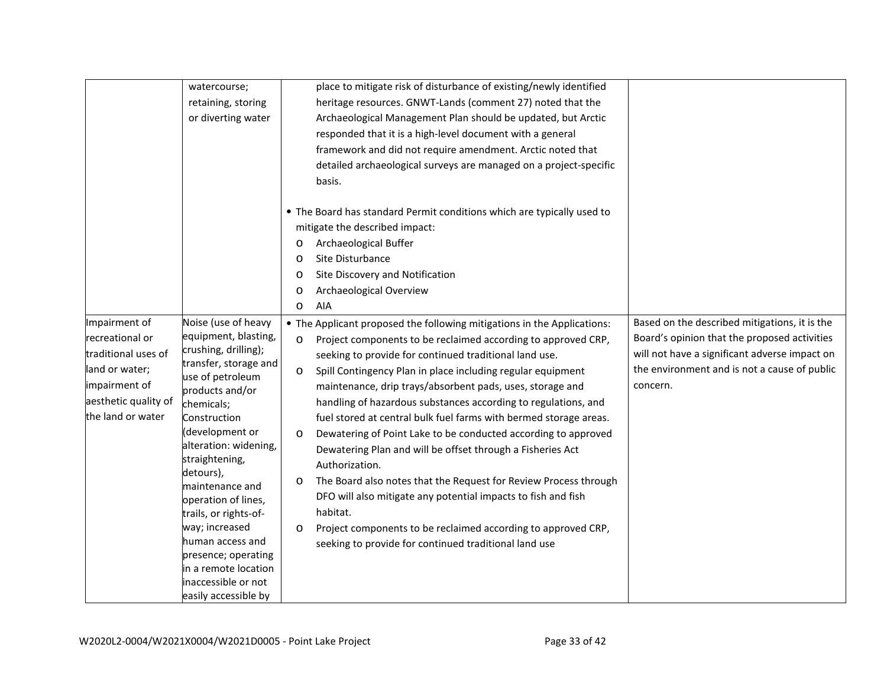| | | | |
|---|---|---|---|
| | watercourse; retaining, storing or diverting water | place to mitigate risk of disturbance of existing/newly identified heritage resources. GNWT-Lands (comment 27) noted that the Archaeological Management Plan should be updated, but Arctic responded that it is a high-level document with a general framework and did not require amendment. Arctic noted that detailed archaeological surveys are managed on a project-specific basis.<br><br>• The Board has standard Permit conditions which are typically used to mitigate the described impact:<br>o Archaeological Buffer<br>o Site Disturbance<br>o Site Discovery and Notification<br>o Archaeological Overview<br>o AIA | |
| Impairment of recreational or traditional uses of land or water; impairment of aesthetic quality of the land or water | Noise (use of heavy equipment, blasting, crushing, drilling); transfer, storage and use of petroleum products and/or chemicals; Construction (development or alteration: widening, straightening, detours), maintenance and operation of lines, trails, or rights-of-way; increased human access and presence; operating in a remote location inaccessible or not easily accessible by | • The Applicant proposed the following mitigations in the Applications:<br>o Project components to be reclaimed according to approved CRP, seeking to provide for continued traditional land use.<br>o Spill Contingency Plan in place including regular equipment maintenance, drip trays/absorbent pads, uses, storage and handling of hazardous substances according to regulations, and fuel stored at central bulk fuel farms with bermed storage areas.<br>o Dewatering of Point Lake to be conducted according to approved Dewatering Plan and will be offset through a Fisheries Act Authorization.<br>o The Board also notes that the Request for Review Process through DFO will also mitigate any potential impacts to fish and fish habitat.<br>o Project components to be reclaimed according to approved CRP, seeking to provide for continued traditional land use | Based on the described mitigations, it is the Board's opinion that the proposed activities will not have a significant adverse impact on the environment and is not a cause of public concern. |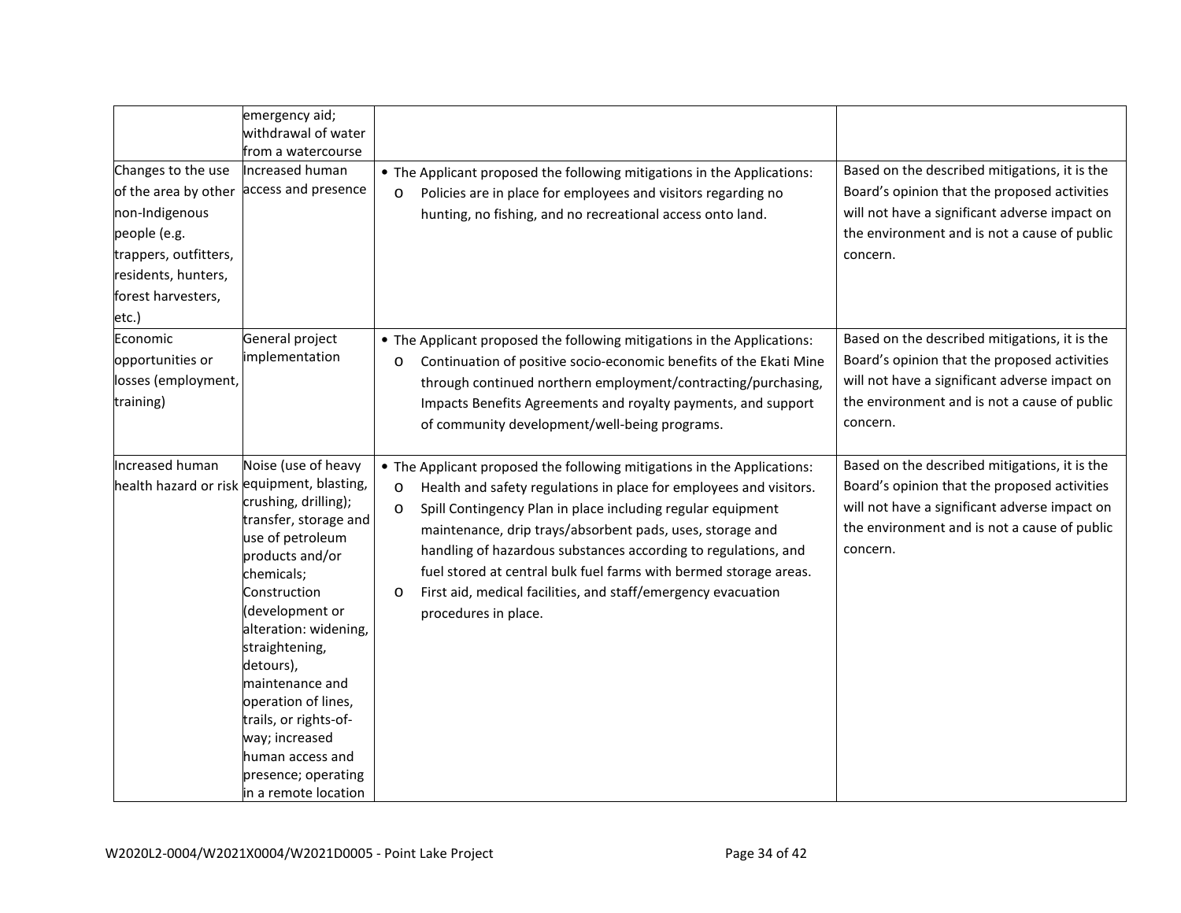| | | | |
|---|---|---|---|
| | emergency aid; withdrawal of water from a watercourse | | |
| Changes to the use of the area by other non-Indigenous people (e.g. trappers, outfitters, residents, hunters, forest harvesters, etc.) | Increased human access and presence | • The Applicant proposed the following mitigations in the Applications:<br>o Policies are in place for employees and visitors regarding no hunting, no fishing, and no recreational access onto land. | Based on the described mitigations, it is the Board's opinion that the proposed activities will not have a significant adverse impact on the environment and is not a cause of public concern. |
| Economic opportunities or losses (employment, training) | General project implementation | • The Applicant proposed the following mitigations in the Applications:<br>o Continuation of positive socio-economic benefits of the Ekati Mine through continued northern employment/contracting/purchasing, Impacts Benefits Agreements and royalty payments, and support of community development/well-being programs. | Based on the described mitigations, it is the Board's opinion that the proposed activities will not have a significant adverse impact on the environment and is not a cause of public concern. |
| Increased human health hazard or risk | Noise (use of heavy equipment, blasting, crushing, drilling); transfer, storage and use of petroleum products and/or chemicals; Construction (development or alteration: widening, straightening, detours), maintenance and operation of lines, trails, or rights-of-way; increased human access and presence; operating in a remote location | • The Applicant proposed the following mitigations in the Applications:<br>o Health and safety regulations in place for employees and visitors.<br>o Spill Contingency Plan in place including regular equipment maintenance, drip trays/absorbent pads, uses, storage and handling of hazardous substances according to regulations, and fuel stored at central bulk fuel farms with bermed storage areas.<br>o First aid, medical facilities, and staff/emergency evacuation procedures in place. | Based on the described mitigations, it is the Board's opinion that the proposed activities will not have a significant adverse impact on the environment and is not a cause of public concern. |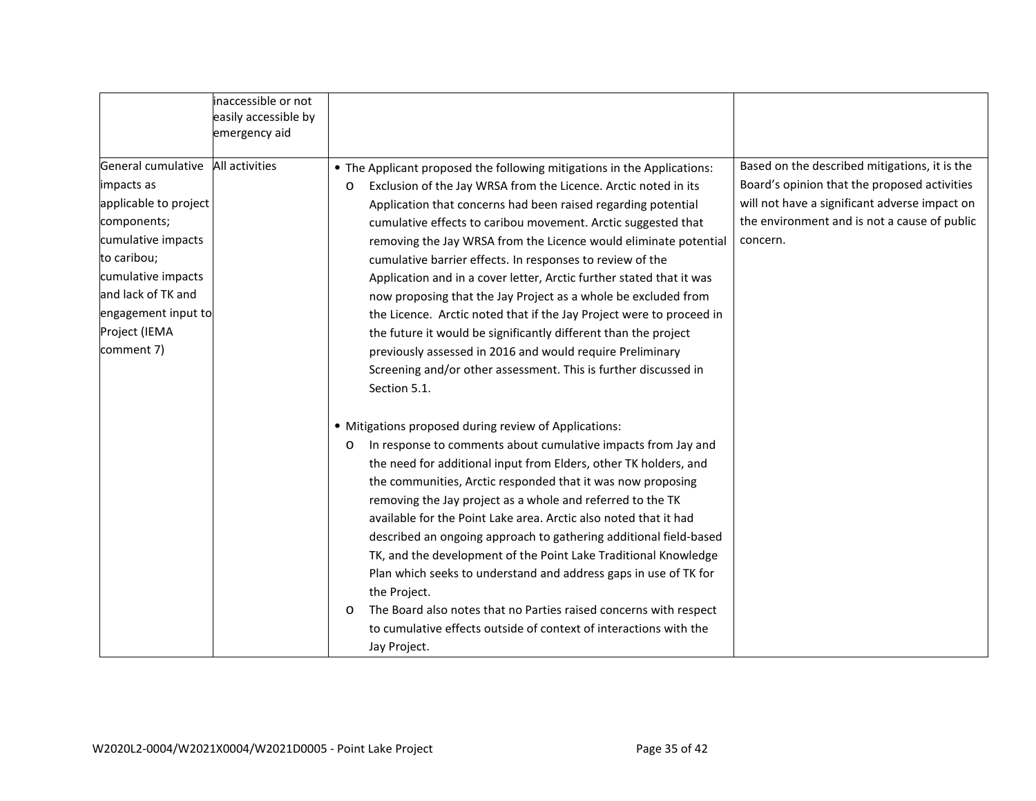| | | | |
|---|---|---|---|
| | inaccessible or not easily accessible by emergency aid | | |
| General cumulative impacts as applicable to project components; cumulative impacts to caribou; cumulative impacts and lack of TK and engagement input to Project (IEMA comment 7) | All activities | • The Applicant proposed the following mitigations in the Applications:<br>o Exclusion of the Jay WRSA from the Licence. Arctic noted in its Application that concerns had been raised regarding potential cumulative effects to caribou movement. Arctic suggested that removing the Jay WRSA from the Licence would eliminate potential cumulative barrier effects. In responses to review of the Application and in a cover letter, Arctic further stated that it was now proposing that the Jay Project as a whole be excluded from the Licence. Arctic noted that if the Jay Project were to proceed in the future it would be significantly different than the project previously assessed in 2016 and would require Preliminary Screening and/or other assessment. This is further discussed in Section 5.1.<br><br>• Mitigations proposed during review of Applications:<br>o In response to comments about cumulative impacts from Jay and the need for additional input from Elders, other TK holders, and the communities, Arctic responded that it was now proposing removing the Jay project as a whole and referred to the TK available for the Point Lake area. Arctic also noted that it had described an ongoing approach to gathering additional field-based TK, and the development of the Point Lake Traditional Knowledge Plan which seeks to understand and address gaps in use of TK for the Project.<br>o The Board also notes that no Parties raised concerns with respect to cumulative effects outside of context of interactions with the Jay Project. | Based on the described mitigations, it is the Board's opinion that the proposed activities will not have a significant adverse impact on the environment and is not a cause of public concern. |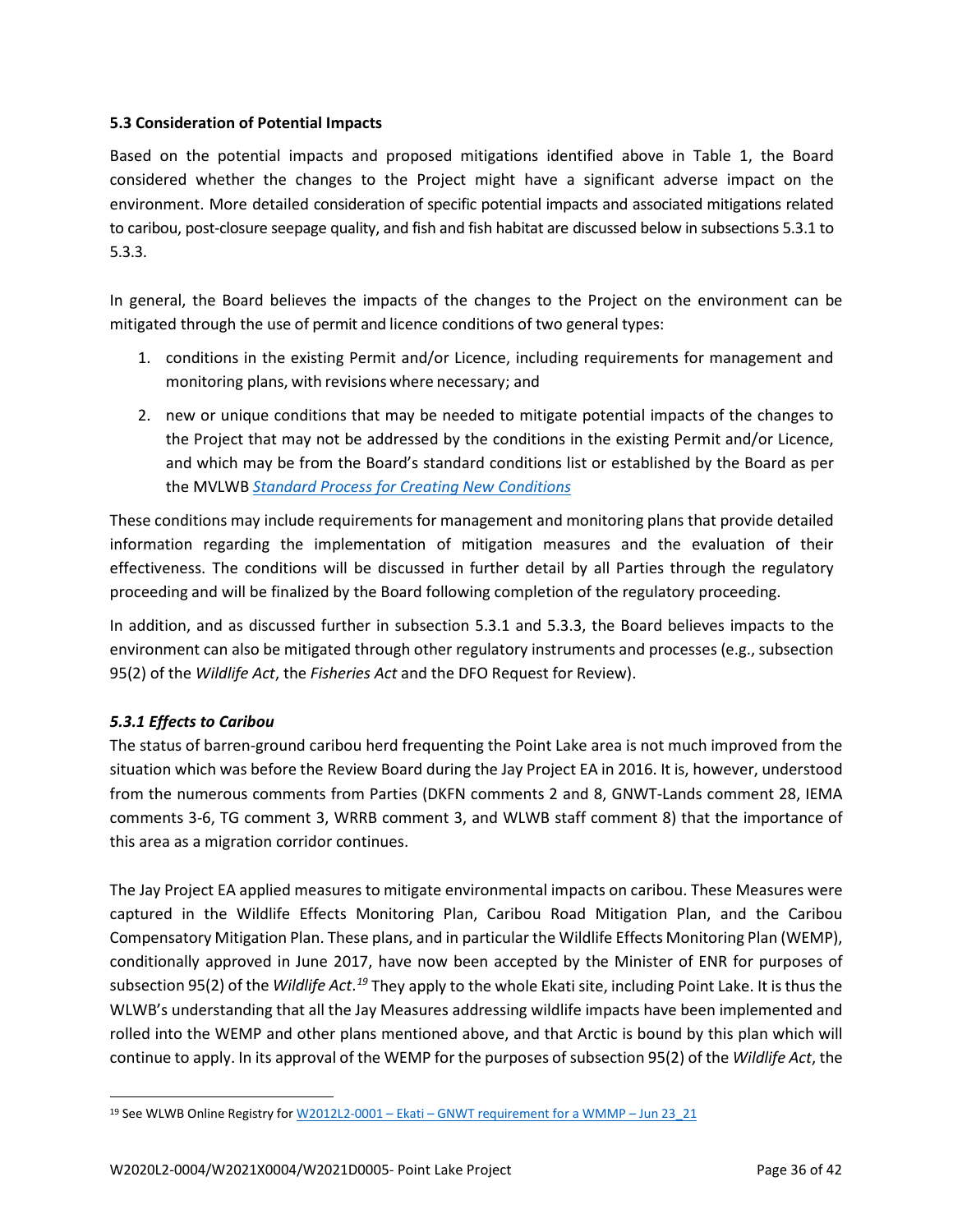### 5.3 Consideration of Potential Impacts

Based on the potential impacts and proposed mitigations identified above in Table 1, the Board considered whether the changes to the Project might have a significant adverse impact on the environment. More detailed consideration of specific potential impacts and associated mitigations related to caribou, post-closure seepage quality, and fish and fish habitat are discussed below in subsections 5.3.1 to 5.3.3.

In general, the Board believes the impacts of the changes to the Project on the environment can be mitigated through the use of permit and licence conditions of two general types:

1. conditions in the existing Permit and/or Licence, including requirements for management and monitoring plans, with revisions where necessary; and
2. new or unique conditions that may be needed to mitigate potential impacts of the changes to the Project that may not be addressed by the conditions in the existing Permit and/or Licence, and which may be from the Board's standard conditions list or established by the Board as per the MVLWB *Standard Process for Creating New Conditions*

These conditions may include requirements for management and monitoring plans that provide detailed information regarding the implementation of mitigation measures and the evaluation of their effectiveness. The conditions will be discussed in further detail by all Parties through the regulatory proceeding and will be finalized by the Board following completion of the regulatory proceeding.

In addition, and as discussed further in subsection 5.3.1 and 5.3.3, the Board believes impacts to the environment can also be mitigated through other regulatory instruments and processes (e.g., subsection 95(2) of the *Wildlife Act*, the *Fisheries Act* and the DFO Request for Review).

#### *5.3.1 Effects to Caribou*

The status of barren-ground caribou herd frequenting the Point Lake area is not much improved from the situation which was before the Review Board during the Jay Project EA in 2016. It is, however, understood from the numerous comments from Parties (DKFN comments 2 and 8, GNWT-Lands comment 28, IEMA comments 3-6, TG comment 3, WRRB comment 3, and WLWB staff comment 8) that the importance of this area as a migration corridor continues.

The Jay Project EA applied measures to mitigate environmental impacts on caribou. These Measures were captured in the Wildlife Effects Monitoring Plan, Caribou Road Mitigation Plan, and the Caribou Compensatory Mitigation Plan. These plans, and in particular the Wildlife Effects Monitoring Plan (WEMP), conditionally approved in June 2017, have now been accepted by the Minister of ENR for purposes of subsection 95(2) of the *Wildlife Act*.[19] They apply to the whole Ekati site, including Point Lake. It is thus the WLWB's understanding that all the Jay Measures addressing wildlife impacts have been implemented and rolled into the WEMP and other plans mentioned above, and that Arctic is bound by this plan which will continue to apply. In its approval of the WEMP for the purposes of subsection 95(2) of the *Wildlife Act*, the

---

[19] See WLWB Online Registry for W2012L2-0001 – Ekati – GNWT requirement for a WMMP – Jun 23_21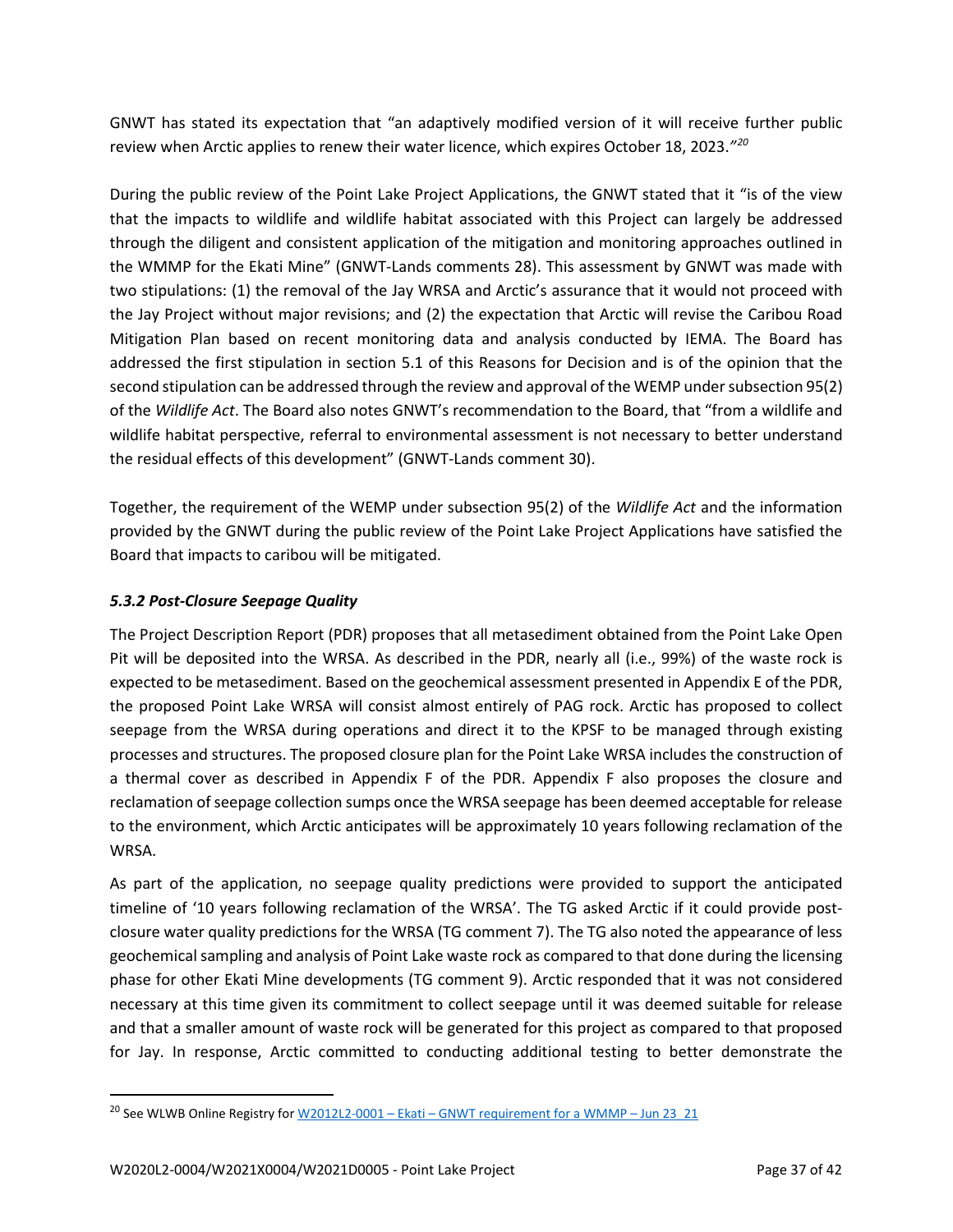GNWT has stated its expectation that "an adaptively modified version of it will receive further public review when Arctic applies to renew their water licence, which expires October 18, 2023."[20]

During the public review of the Point Lake Project Applications, the GNWT stated that it "is of the view that the impacts to wildlife and wildlife habitat associated with this Project can largely be addressed through the diligent and consistent application of the mitigation and monitoring approaches outlined in the WMMP for the Ekati Mine" (GNWT-Lands comments 28). This assessment by GNWT was made with two stipulations: (1) the removal of the Jay WRSA and Arctic's assurance that it would not proceed with the Jay Project without major revisions; and (2) the expectation that Arctic will revise the Caribou Road Mitigation Plan based on recent monitoring data and analysis conducted by IEMA. The Board has addressed the first stipulation in section 5.1 of this Reasons for Decision and is of the opinion that the second stipulation can be addressed through the review and approval of the WEMP under subsection 95(2) of the *Wildlife Act*. The Board also notes GNWT's recommendation to the Board, that "from a wildlife and wildlife habitat perspective, referral to environmental assessment is not necessary to better understand the residual effects of this development" (GNWT-Lands comment 30).

Together, the requirement of the WEMP under subsection 95(2) of the *Wildlife Act* and the information provided by the GNWT during the public review of the Point Lake Project Applications have satisfied the Board that impacts to caribou will be mitigated.

### *5.3.2 Post-Closure Seepage Quality*

The Project Description Report (PDR) proposes that all metasediment obtained from the Point Lake Open Pit will be deposited into the WRSA. As described in the PDR, nearly all (i.e., 99%) of the waste rock is expected to be metasediment. Based on the geochemical assessment presented in Appendix E of the PDR, the proposed Point Lake WRSA will consist almost entirely of PAG rock. Arctic has proposed to collect seepage from the WRSA during operations and direct it to the KPSF to be managed through existing processes and structures. The proposed closure plan for the Point Lake WRSA includes the construction of a thermal cover as described in Appendix F of the PDR. Appendix F also proposes the closure and reclamation of seepage collection sumps once the WRSA seepage has been deemed acceptable for release to the environment, which Arctic anticipates will be approximately 10 years following reclamation of the WRSA.

As part of the application, no seepage quality predictions were provided to support the anticipated timeline of '10 years following reclamation of the WRSA'. The TG asked Arctic if it could provide post-closure water quality predictions for the WRSA (TG comment 7). The TG also noted the appearance of less geochemical sampling and analysis of Point Lake waste rock as compared to that done during the licensing phase for other Ekati Mine developments (TG comment 9). Arctic responded that it was not considered necessary at this time given its commitment to collect seepage until it was deemed suitable for release and that a smaller amount of waste rock will be generated for this project as compared to that proposed for Jay. In response, Arctic committed to conducting additional testing to better demonstrate the

---

[20] See WLWB Online Registry for W2012L2-0001 – Ekati – GNWT requirement for a WMMP – Jun 23_21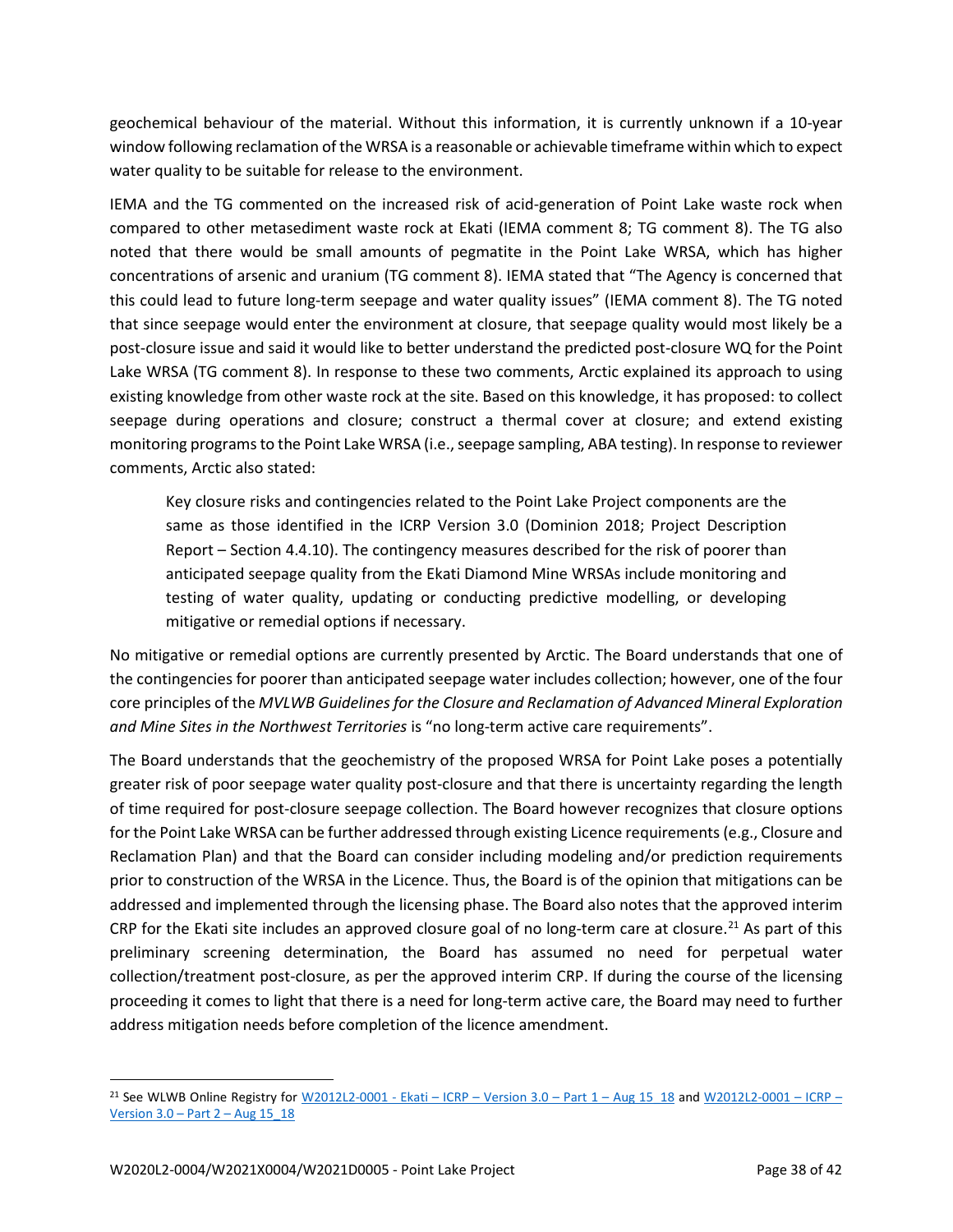geochemical behaviour of the material. Without this information, it is currently unknown if a 10-year window following reclamation of the WRSA is a reasonable or achievable timeframe within which to expect water quality to be suitable for release to the environment.

IEMA and the TG commented on the increased risk of acid-generation of Point Lake waste rock when compared to other metasediment waste rock at Ekati (IEMA comment 8; TG comment 8). The TG also noted that there would be small amounts of pegmatite in the Point Lake WRSA, which has higher concentrations of arsenic and uranium (TG comment 8). IEMA stated that "The Agency is concerned that this could lead to future long-term seepage and water quality issues" (IEMA comment 8). The TG noted that since seepage would enter the environment at closure, that seepage quality would most likely be a post-closure issue and said it would like to better understand the predicted post-closure WQ for the Point Lake WRSA (TG comment 8). In response to these two comments, Arctic explained its approach to using existing knowledge from other waste rock at the site. Based on this knowledge, it has proposed: to collect seepage during operations and closure; construct a thermal cover at closure; and extend existing monitoring programs to the Point Lake WRSA (i.e., seepage sampling, ABA testing). In response to reviewer comments, Arctic also stated:

> Key closure risks and contingencies related to the Point Lake Project components are the same as those identified in the ICRP Version 3.0 (Dominion 2018; Project Description Report – Section 4.4.10). The contingency measures described for the risk of poorer than anticipated seepage quality from the Ekati Diamond Mine WRSAs include monitoring and testing of water quality, updating or conducting predictive modelling, or developing mitigative or remedial options if necessary.

No mitigative or remedial options are currently presented by Arctic. The Board understands that one of the contingencies for poorer than anticipated seepage water includes collection; however, one of the four core principles of the *MVLWB Guidelines for the Closure and Reclamation of Advanced Mineral Exploration and Mine Sites in the Northwest Territories* is "no long-term active care requirements".

The Board understands that the geochemistry of the proposed WRSA for Point Lake poses a potentially greater risk of poor seepage water quality post-closure and that there is uncertainty regarding the length of time required for post-closure seepage collection. The Board however recognizes that closure options for the Point Lake WRSA can be further addressed through existing Licence requirements (e.g., Closure and Reclamation Plan) and that the Board can consider including modeling and/or prediction requirements prior to construction of the WRSA in the Licence. Thus, the Board is of the opinion that mitigations can be addressed and implemented through the licensing phase. The Board also notes that the approved interim CRP for the Ekati site includes an approved closure goal of no long-term care at closure.[21] As part of this preliminary screening determination, the Board has assumed no need for perpetual water collection/treatment post-closure, as per the approved interim CRP. If during the course of the licensing proceeding it comes to light that there is a need for long-term active care, the Board may need to further address mitigation needs before completion of the licence amendment.

---

[21] See WLWB Online Registry for W2012L2-0001 - Ekati – ICRP – Version 3.0 – Part 1 – Aug 15_18 and W2012L2-0001 – ICRP – Version 3.0 – Part 2 – Aug 15_18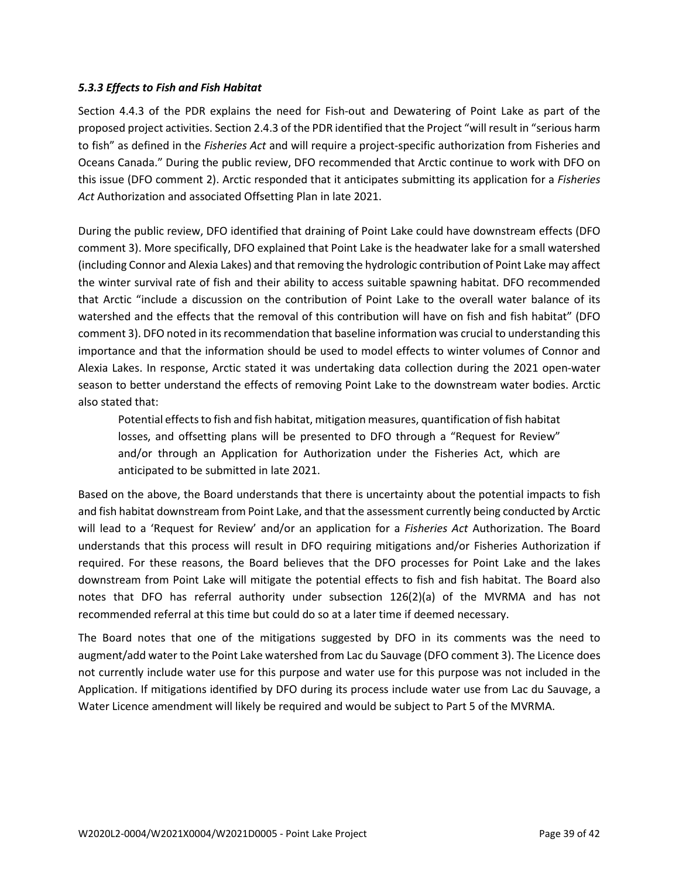### *5.3.3 Effects to Fish and Fish Habitat*

Section 4.4.3 of the PDR explains the need for Fish-out and Dewatering of Point Lake as part of the proposed project activities. Section 2.4.3 of the PDR identified that the Project "will result in "serious harm to fish" as defined in the *Fisheries Act* and will require a project-specific authorization from Fisheries and Oceans Canada." During the public review, DFO recommended that Arctic continue to work with DFO on this issue (DFO comment 2). Arctic responded that it anticipates submitting its application for a *Fisheries Act* Authorization and associated Offsetting Plan in late 2021.

During the public review, DFO identified that draining of Point Lake could have downstream effects (DFO comment 3). More specifically, DFO explained that Point Lake is the headwater lake for a small watershed (including Connor and Alexia Lakes) and that removing the hydrologic contribution of Point Lake may affect the winter survival rate of fish and their ability to access suitable spawning habitat. DFO recommended that Arctic "include a discussion on the contribution of Point Lake to the overall water balance of its watershed and the effects that the removal of this contribution will have on fish and fish habitat" (DFO comment 3). DFO noted in its recommendation that baseline information was crucial to understanding this importance and that the information should be used to model effects to winter volumes of Connor and Alexia Lakes. In response, Arctic stated it was undertaking data collection during the 2021 open-water season to better understand the effects of removing Point Lake to the downstream water bodies. Arctic also stated that:

> Potential effects to fish and fish habitat, mitigation measures, quantification of fish habitat losses, and offsetting plans will be presented to DFO through a "Request for Review" and/or through an Application for Authorization under the Fisheries Act, which are anticipated to be submitted in late 2021.

Based on the above, the Board understands that there is uncertainty about the potential impacts to fish and fish habitat downstream from Point Lake, and that the assessment currently being conducted by Arctic will lead to a 'Request for Review' and/or an application for a *Fisheries Act* Authorization. The Board understands that this process will result in DFO requiring mitigations and/or Fisheries Authorization if required. For these reasons, the Board believes that the DFO processes for Point Lake and the lakes downstream from Point Lake will mitigate the potential effects to fish and fish habitat. The Board also notes that DFO has referral authority under subsection 126(2)(a) of the MVRMA and has not recommended referral at this time but could do so at a later time if deemed necessary.

The Board notes that one of the mitigations suggested by DFO in its comments was the need to augment/add water to the Point Lake watershed from Lac du Sauvage (DFO comment 3). The Licence does not currently include water use for this purpose and water use for this purpose was not included in the Application. If mitigations identified by DFO during its process include water use from Lac du Sauvage, a Water Licence amendment will likely be required and would be subject to Part 5 of the MVRMA.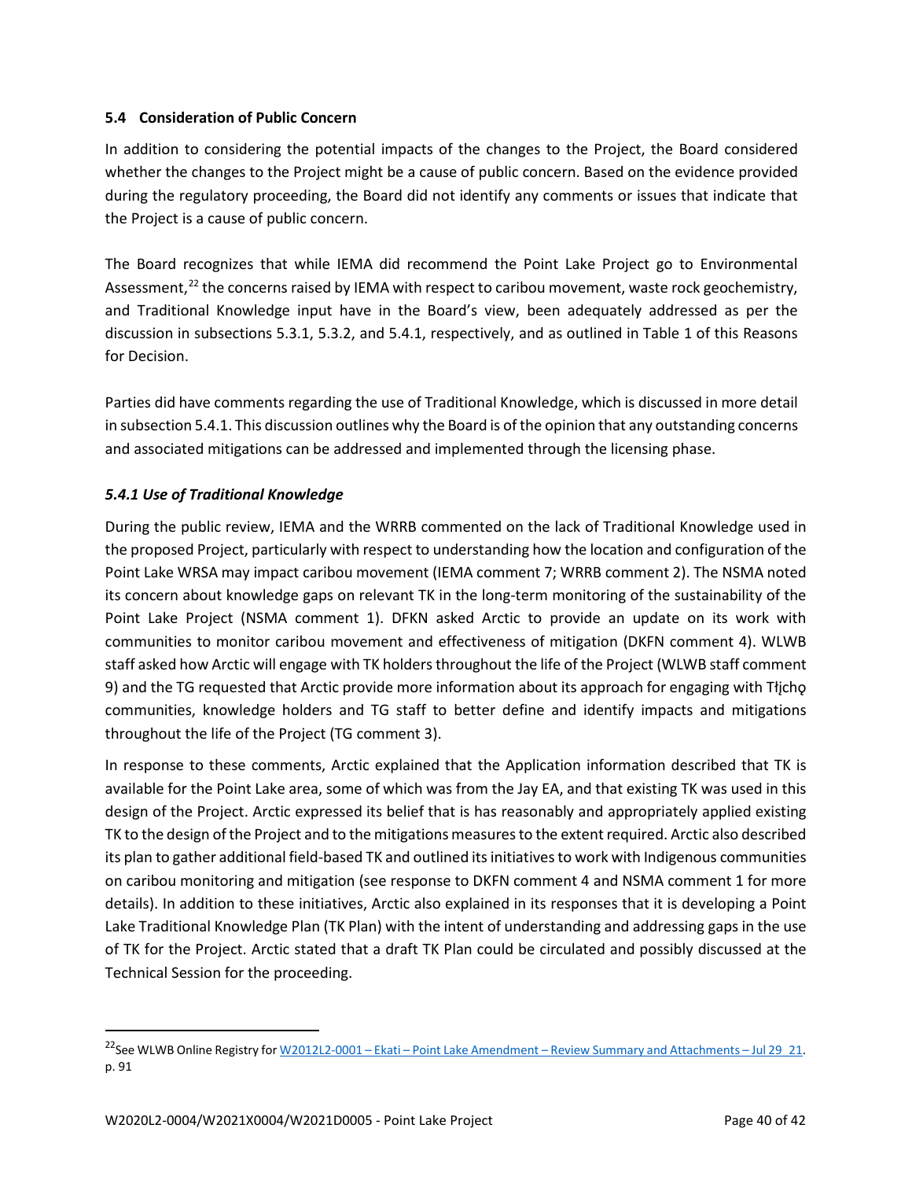### 5.4 Consideration of Public Concern

In addition to considering the potential impacts of the changes to the Project, the Board considered whether the changes to the Project might be a cause of public concern. Based on the evidence provided during the regulatory proceeding, the Board did not identify any comments or issues that indicate that the Project is a cause of public concern.

The Board recognizes that while IEMA did recommend the Point Lake Project go to Environmental Assessment,[22] the concerns raised by IEMA with respect to caribou movement, waste rock geochemistry, and Traditional Knowledge input have in the Board's view, been adequately addressed as per the discussion in subsections 5.3.1, 5.3.2, and 5.4.1, respectively, and as outlined in Table 1 of this Reasons for Decision.

Parties did have comments regarding the use of Traditional Knowledge, which is discussed in more detail in subsection 5.4.1. This discussion outlines why the Board is of the opinion that any outstanding concerns and associated mitigations can be addressed and implemented through the licensing phase.

#### *5.4.1 Use of Traditional Knowledge*

During the public review, IEMA and the WRRB commented on the lack of Traditional Knowledge used in the proposed Project, particularly with respect to understanding how the location and configuration of the Point Lake WRSA may impact caribou movement (IEMA comment 7; WRRB comment 2). The NSMA noted its concern about knowledge gaps on relevant TK in the long-term monitoring of the sustainability of the Point Lake Project (NSMA comment 1). DFKN asked Arctic to provide an update on its work with communities to monitor caribou movement and effectiveness of mitigation (DKFN comment 4). WLWB staff asked how Arctic will engage with TK holders throughout the life of the Project (WLWB staff comment 9) and the TG requested that Arctic provide more information about its approach for engaging with Tłı̨chǫ communities, knowledge holders and TG staff to better define and identify impacts and mitigations throughout the life of the Project (TG comment 3).

In response to these comments, Arctic explained that the Application information described that TK is available for the Point Lake area, some of which was from the Jay EA, and that existing TK was used in this design of the Project. Arctic expressed its belief that is has reasonably and appropriately applied existing TK to the design of the Project and to the mitigations measures to the extent required. Arctic also described its plan to gather additional field-based TK and outlined its initiatives to work with Indigenous communities on caribou monitoring and mitigation (see response to DKFN comment 4 and NSMA comment 1 for more details). In addition to these initiatives, Arctic also explained in its responses that it is developing a Point Lake Traditional Knowledge Plan (TK Plan) with the intent of understanding and addressing gaps in the use of TK for the Project. Arctic stated that a draft TK Plan could be circulated and possibly discussed at the Technical Session for the proceeding.

---

[22] See WLWB Online Registry for W2012L2-0001 – Ekati – Point Lake Amendment – Review Summary and Attachments – Jul 29_21. p. 91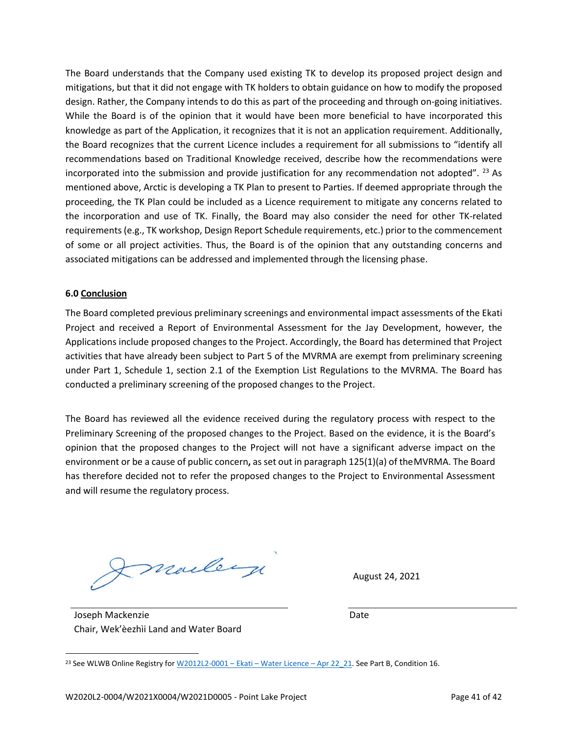The Board understands that the Company used existing TK to develop its proposed project design and mitigations, but that it did not engage with TK holders to obtain guidance on how to modify the proposed design. Rather, the Company intends to do this as part of the proceeding and through on-going initiatives. While the Board is of the opinion that it would have been more beneficial to have incorporated this knowledge as part of the Application, it recognizes that it is not an application requirement. Additionally, the Board recognizes that the current Licence includes a requirement for all submissions to "identify all recommendations based on Traditional Knowledge received, describe how the recommendations were incorporated into the submission and provide justification for any recommendation not adopted". [23] As mentioned above, Arctic is developing a TK Plan to present to Parties. If deemed appropriate through the proceeding, the TK Plan could be included as a Licence requirement to mitigate any concerns related to the incorporation and use of TK. Finally, the Board may also consider the need for other TK-related requirements (e.g., TK workshop, Design Report Schedule requirements, etc.) prior to the commencement of some or all project activities. Thus, the Board is of the opinion that any outstanding concerns and associated mitigations can be addressed and implemented through the licensing phase.

## 6.0 Conclusion

The Board completed previous preliminary screenings and environmental impact assessments of the Ekati Project and received a Report of Environmental Assessment for the Jay Development, however, the Applications include proposed changes to the Project. Accordingly, the Board has determined that Project activities that have already been subject to Part 5 of the MVRMA are exempt from preliminary screening under Part 1, Schedule 1, section 2.1 of the Exemption List Regulations to the MVRMA. The Board has conducted a preliminary screening of the proposed changes to the Project.

The Board has reviewed all the evidence received during the regulatory process with respect to the Preliminary Screening of the proposed changes to the Project. Based on the evidence, it is the Board's opinion that the proposed changes to the Project will not have a significant adverse impact on the environment or be a cause of public concern**,** as set out in paragraph 125(1)(a) of the MVRMA. The Board has therefore decided not to refer the proposed changes to the Project to Environmental Assessment and will resume the regulatory process.

| | |
|---|---|
| [signature] | August 24, 2021 |
| Joseph Mackenzie<br>Chair, Wek'èezhìi Land and Water Board | Date |

[23] See WLWB Online Registry for W2012L2-0001 – Ekati – Water Licence – Apr 22_21. See Part B, Condition 16.